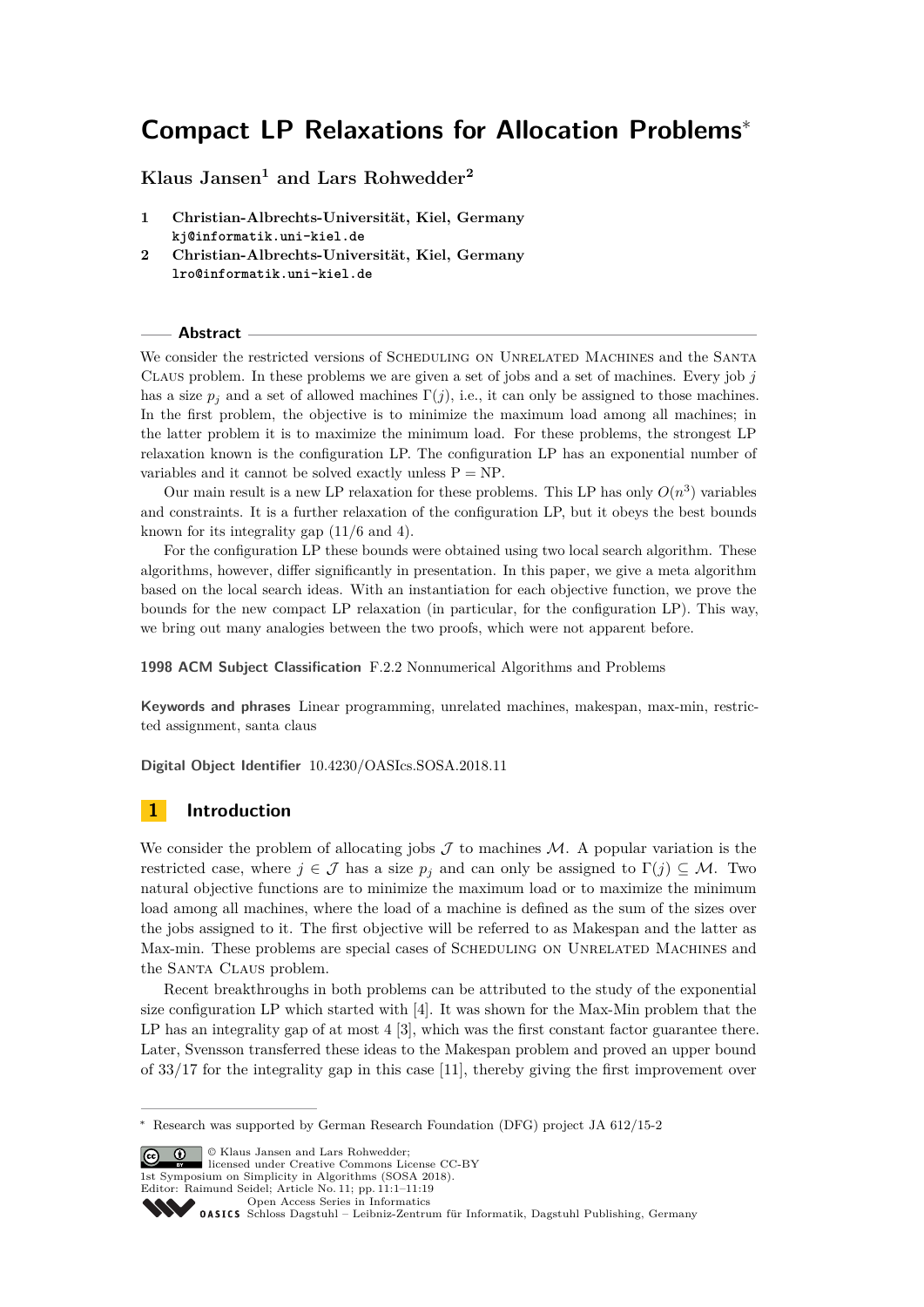# Compact LP Relaxations for Allocation Problems*

**Klaus Jansen[1] and Lars Rohwedder[2]**

1. **Christian-Albrechts-Universität, Kiel, Germany**
   kj@informatik.uni-kiel.de
2. **Christian-Albrechts-Universität, Kiel, Germany**
   lro@informatik.uni-kiel.de

## Abstract

We consider the restricted versions of Scheduling on Unrelated Machines and the Santa Claus problem. In these problems we are given a set of jobs and a set of machines. Every job $j$ has a size $p_j$ and a set of allowed machines $\Gamma(j)$, i.e., it can only be assigned to those machines. In the first problem, the objective is to minimize the maximum load among all machines; in the latter problem it is to maximize the minimum load. For these problems, the strongest LP relaxation known is the configuration LP. The configuration LP has an exponential number of variables and it cannot be solved exactly unless P = NP.

Our main result is a new LP relaxation for these problems. This LP has only $O(n^3)$ variables and constraints. It is a further relaxation of the configuration LP, but it obeys the best bounds known for its integrality gap (11/6 and 4).

For the configuration LP these bounds were obtained using two local search algorithm. These algorithms, however, differ significantly in presentation. In this paper, we give a meta algorithm based on the local search ideas. With an instantiation for each objective function, we prove the bounds for the new compact LP relaxation (in particular, for the configuration LP). This way, we bring out many analogies between the two proofs, which were not apparent before.

**1998 ACM Subject Classification** F.2.2 Nonnumerical Algorithms and Problems

**Keywords and phrases** Linear programming, unrelated machines, makespan, max-min, restricted assignment, santa claus

**Digital Object Identifier** 10.4230/OASIcs.SOSA.2018.11

## 1 Introduction

We consider the problem of allocating jobs $\mathcal{J}$ to machines $\mathcal{M}$. A popular variation is the restricted case, where $j \in \mathcal{J}$ has a size $p_j$ and can only be assigned to $\Gamma(j) \subseteq \mathcal{M}$. Two natural objective functions are to minimize the maximum load or to maximize the minimum load among all machines, where the load of a machine is defined as the sum of the sizes over the jobs assigned to it. The first objective will be referred to as Makespan and the latter as Max-min. These problems are special cases of Scheduling on Unrelated Machines and the Santa Claus problem.

Recent breakthroughs in both problems can be attributed to the study of the exponential size configuration LP which started with [4]. It was shown for the Max-Min problem that the LP has an integrality gap of at most 4 [3], which was the first constant factor guarantee there. Later, Svensson transferred these ideas to the Makespan problem and proved an upper bound of 33/17 for the integrality gap in this case [11], thereby giving the first improvement over

---

* Research was supported by German Research Foundation (DFG) project JA 612/15-2

© Klaus Jansen and Lars Rohwedder; licensed under Creative Commons License CC-BY
1st Symposium on Simplicity in Algorithms (SOSA 2018).
Editor: Raimund Seidel; Article No. 11; pp. 11:1–11:19
Open Access Series in Informatics
OASICS Schloss Dagstuhl – Leibniz-Zentrum für Informatik, Dagstuhl Publishing, Germany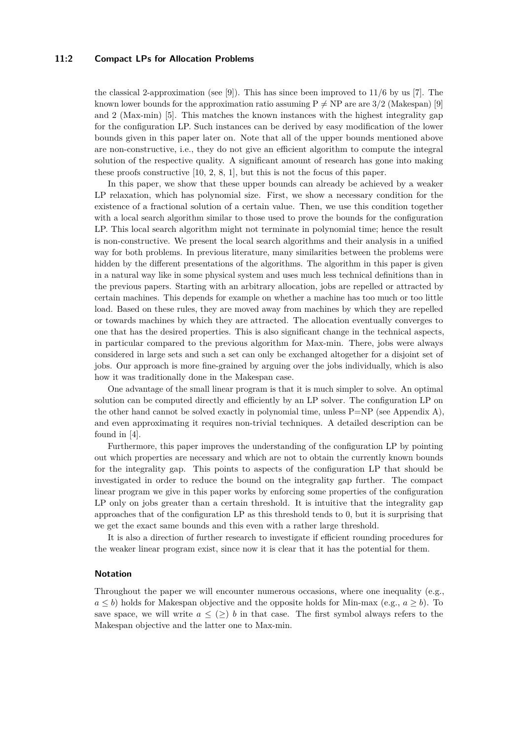the classical 2-approximation (see [9]). This has since been improved to 11/6 by us [7]. The known lower bounds for the approximation ratio assuming $P \neq NP$ are are $3/2$ (Makespan) [9] and 2 (Max-min) [5]. This matches the known instances with the highest integrality gap for the configuration LP. Such instances can be derived by easy modification of the lower bounds given in this paper later on. Note that all of the upper bounds mentioned above are non-constructive, i.e., they do not give an efficient algorithm to compute the integral solution of the respective quality. A significant amount of research has gone into making these proofs constructive [10, 2, 8, 1], but this is not the focus of this paper.

In this paper, we show that these upper bounds can already be achieved by a weaker LP relaxation, which has polynomial size. First, we show a necessary condition for the existence of a fractional solution of a certain value. Then, we use this condition together with a local search algorithm similar to those used to prove the bounds for the configuration LP. This local search algorithm might not terminate in polynomial time; hence the result is non-constructive. We present the local search algorithms and their analysis in a unified way for both problems. In previous literature, many similarities between the problems were hidden by the different presentations of the algorithms. The algorithm in this paper is given in a natural way like in some physical system and uses much less technical definitions than in the previous papers. Starting with an arbitrary allocation, jobs are repelled or attracted by certain machines. This depends for example on whether a machine has too much or too little load. Based on these rules, they are moved away from machines by which they are repelled or towards machines by which they are attracted. The allocation eventually converges to one that has the desired properties. This is also significant change in the technical aspects, in particular compared to the previous algorithm for Max-min. There, jobs were always considered in large sets and such a set can only be exchanged altogether for a disjoint set of jobs. Our approach is more fine-grained by arguing over the jobs individually, which is also how it was traditionally done in the Makespan case.

One advantage of the small linear program is that it is much simpler to solve. An optimal solution can be computed directly and efficiently by an LP solver. The configuration LP on the other hand cannot be solved exactly in polynomial time, unless P=NP (see Appendix A), and even approximating it requires non-trivial techniques. A detailed description can be found in [4].

Furthermore, this paper improves the understanding of the configuration LP by pointing out which properties are necessary and which are not to obtain the currently known bounds for the integrality gap. This points to aspects of the configuration LP that should be investigated in order to reduce the bound on the integrality gap further. The compact linear program we give in this paper works by enforcing some properties of the configuration LP only on jobs greater than a certain threshold. It is intuitive that the integrality gap approaches that of the configuration LP as this threshold tends to 0, but it is surprising that we get the exact same bounds and this even with a rather large threshold.

It is also a direction of further research to investigate if efficient rounding procedures for the weaker linear program exist, since now it is clear that it has the potential for them.

### Notation

Throughout the paper we will encounter numerous occasions, where one inequality (e.g., $a \leq b$) holds for Makespan objective and the opposite holds for Min-max (e.g., $a \geq b$). To save space, we will write $a \leq (\geq)\ b$ in that case. The first symbol always refers to the Makespan objective and the latter one to Max-min.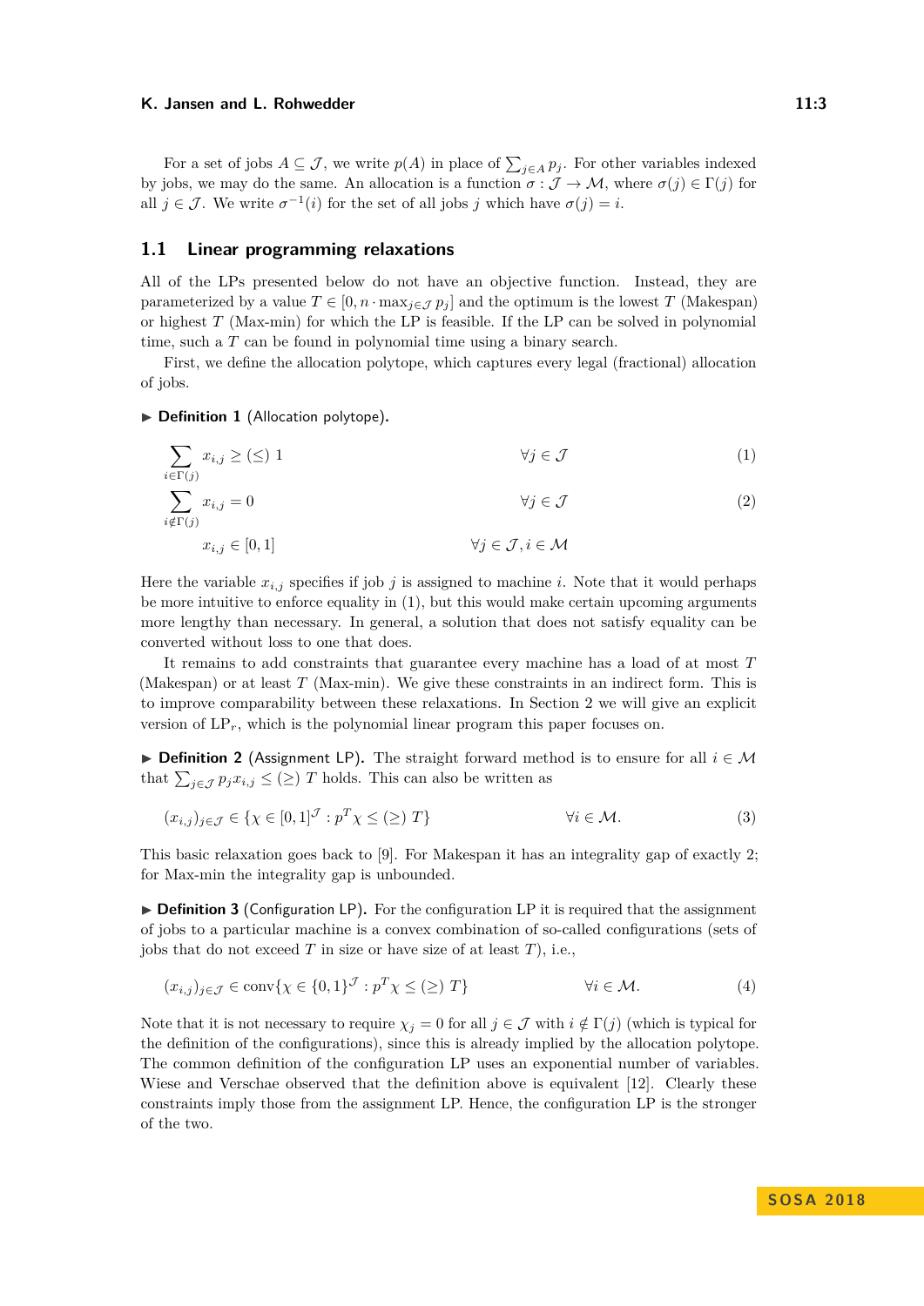For a set of jobs $A \subseteq \mathcal{J}$, we write $p(A)$ in place of $\sum_{j \in A} p_j$. For other variables indexed by jobs, we may do the same. An allocation is a function $\sigma : \mathcal{J} \to \mathcal{M}$, where $\sigma(j) \in \Gamma(j)$ for all $j \in \mathcal{J}$. We write $\sigma^{-1}(i)$ for the set of all jobs $j$ which have $\sigma(j) = i$.

## 1.1 Linear programming relaxations

All of the LPs presented below do not have an objective function. Instead, they are parameterized by a value $T \in [0, n \cdot \max_{j \in \mathcal{J}} p_j]$ and the optimum is the lowest $T$ (Makespan) or highest $T$ (Max-min) for which the LP is feasible. If the LP can be solved in polynomial time, such a $T$ can be found in polynomial time using a binary search.

First, we define the allocation polytope, which captures every legal (fractional) allocation of jobs.

▶ **Definition 1** (Allocation polytope).

$$\sum_{i \in \Gamma(j)} x_{i,j} \geq (\leq)\ 1 \qquad \forall j \in \mathcal{J} \tag{1}$$

$$\sum_{i \notin \Gamma(j)} x_{i,j} = 0 \qquad \forall j \in \mathcal{J} \tag{2}$$

$$x_{i,j} \in [0,1] \qquad \forall j \in \mathcal{J}, i \in \mathcal{M}$$

Here the variable $x_{i,j}$ specifies if job $j$ is assigned to machine $i$. Note that it would perhaps be more intuitive to enforce equality in (1), but this would make certain upcoming arguments more lengthy than necessary. In general, a solution that does not satisfy equality can be converted without loss to one that does.

It remains to add constraints that guarantee every machine has a load of at most $T$ (Makespan) or at least $T$ (Max-min). We give these constraints in an indirect form. This is to improve comparability between these relaxations. In Section 2 we will give an explicit version of $\text{LP}_r$, which is the polynomial linear program this paper focuses on.

▶ **Definition 2** (Assignment LP). The straight forward method is to ensure for all $i \in \mathcal{M}$ that $\sum_{j \in \mathcal{J}} p_j x_{i,j} \leq (\geq)\ T$ holds. This can also be written as

$$(x_{i,j})_{j \in \mathcal{J}} \in \{\chi \in [0,1]^{\mathcal{J}} : p^T \chi \leq (\geq)\ T\} \qquad \forall i \in \mathcal{M}. \tag{3}$$

This basic relaxation goes back to [9]. For Makespan it has an integrality gap of exactly 2; for Max-min the integrality gap is unbounded.

▶ **Definition 3** (Configuration LP). For the configuration LP it is required that the assignment of jobs to a particular machine is a convex combination of so-called configurations (sets of jobs that do not exceed $T$ in size or have size of at least $T$), i.e.,

$$(x_{i,j})_{j \in \mathcal{J}} \in \text{conv}\{\chi \in \{0,1\}^{\mathcal{J}} : p^T \chi \leq (\geq)\ T\} \qquad \forall i \in \mathcal{M}. \tag{4}$$

Note that it is not necessary to require $\chi_j = 0$ for all $j \in \mathcal{J}$ with $i \notin \Gamma(j)$ (which is typical for the definition of the configurations), since this is already implied by the allocation polytope. The common definition of the configuration LP uses an exponential number of variables. Wiese and Verschae observed that the definition above is equivalent [12]. Clearly these constraints imply those from the assignment LP. Hence, the configuration LP is the stronger of the two.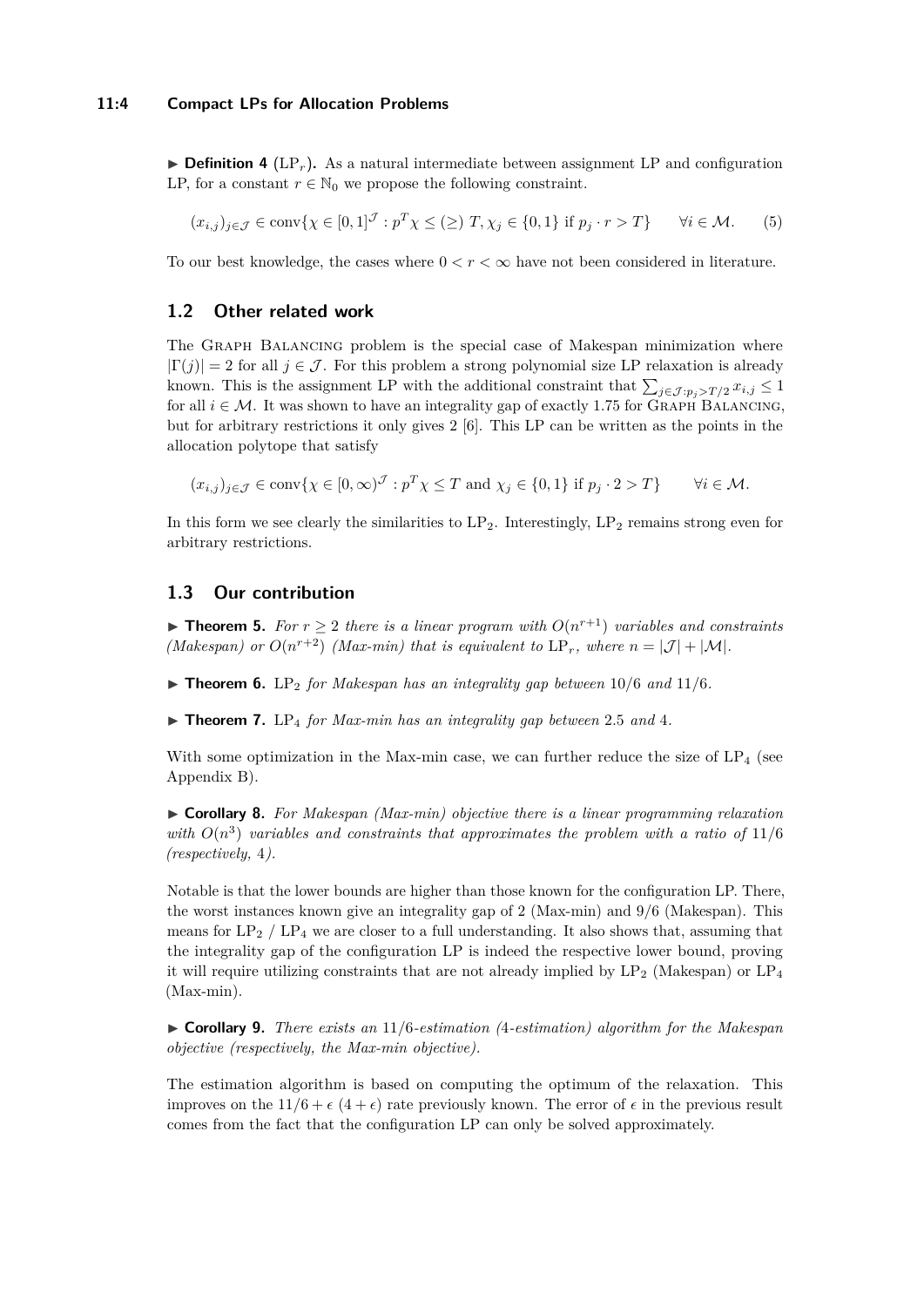► **Definition 4** ($\mathrm{LP}_r$)**.** As a natural intermediate between assignment LP and configuration LP, for a constant $r \in \mathbb{N}_0$ we propose the following constraint.

$$(x_{i,j})_{j \in \mathcal{J}} \in \operatorname{conv}\{\chi \in [0,1]^{\mathcal{J}} : p^T \chi \leq (\geq)\ T, \chi_j \in \{0,1\} \text{ if } p_j \cdot r > T\} \qquad \forall i \in \mathcal{M}. \qquad (5)$$

To our best knowledge, the cases where $0 < r < \infty$ have not been considered in literature.

## 1.2 Other related work

The Graph Balancing problem is the special case of Makespan minimization where $|\Gamma(j)| = 2$ for all $j \in \mathcal{J}$. For this problem a strong polynomial size LP relaxation is already known. This is the assignment LP with the additional constraint that $\sum_{j \in \mathcal{J} : p_j > T/2} x_{i,j} \leq 1$ for all $i \in \mathcal{M}$. It was shown to have an integrality gap of exactly 1.75 for Graph Balancing, but for arbitrary restrictions it only gives 2 [6]. This LP can be written as the points in the allocation polytope that satisfy

$$(x_{i,j})_{j \in \mathcal{J}} \in \operatorname{conv}\{\chi \in [0,\infty)^{\mathcal{J}} : p^T \chi \leq T \text{ and } \chi_j \in \{0,1\} \text{ if } p_j \cdot 2 > T\} \qquad \forall i \in \mathcal{M}.$$

In this form we see clearly the similarities to $\mathrm{LP}_2$. Interestingly, $\mathrm{LP}_2$ remains strong even for arbitrary restrictions.

## 1.3 Our contribution

► **Theorem 5.** *For $r \geq 2$ there is a linear program with $O(n^{r+1})$ variables and constraints (Makespan) or $O(n^{r+2})$ (Max-min) that is equivalent to $\mathrm{LP}_r$, where $n = |\mathcal{J}| + |\mathcal{M}|$.*

► **Theorem 6.** *$\mathrm{LP}_2$ for Makespan has an integrality gap between $10/6$ and $11/6$.*

► **Theorem 7.** *$\mathrm{LP}_4$ for Max-min has an integrality gap between $2.5$ and $4$.*

With some optimization in the Max-min case, we can further reduce the size of $\mathrm{LP}_4$ (see Appendix B).

► **Corollary 8.** *For Makespan (Max-min) objective there is a linear programming relaxation with $O(n^3)$ variables and constraints that approximates the problem with a ratio of $11/6$ (respectively, $4$).*

Notable is that the lower bounds are higher than those known for the configuration LP. There, the worst instances known give an integrality gap of 2 (Max-min) and 9/6 (Makespan). This means for $\mathrm{LP}_2$ / $\mathrm{LP}_4$ we are closer to a full understanding. It also shows that, assuming that the integrality gap of the configuration LP is indeed the respective lower bound, proving it will require utilizing constraints that are not already implied by $\mathrm{LP}_2$ (Makespan) or $\mathrm{LP}_4$ (Max-min).

► **Corollary 9.** *There exists an $11/6$-estimation ($4$-estimation) algorithm for the Makespan objective (respectively, the Max-min objective).*

The estimation algorithm is based on computing the optimum of the relaxation. This improves on the $11/6 + \epsilon$ ($4 + \epsilon$) rate previously known. The error of $\epsilon$ in the previous result comes from the fact that the configuration LP can only be solved approximately.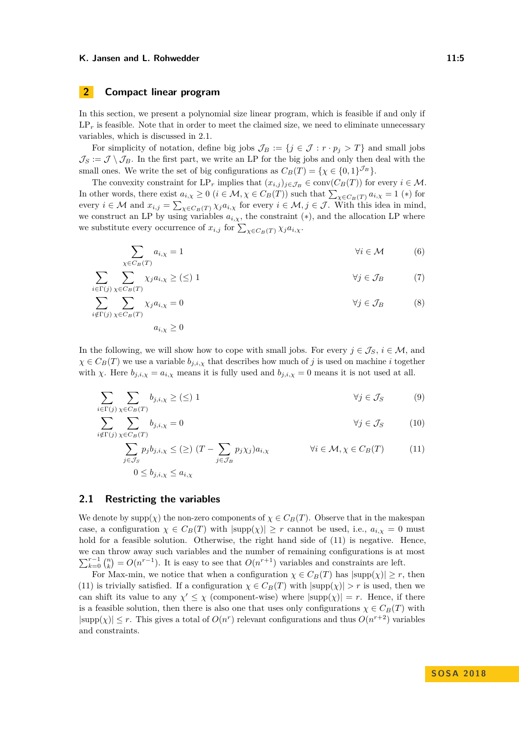## 2 Compact linear program

In this section, we present a polynomial size linear program, which is feasible if and only if $\mathrm{LP}_r$ is feasible. Note that in order to meet the claimed size, we need to eliminate unnecessary variables, which is discussed in 2.1.

For simplicity of notation, define big jobs $\mathcal{J}_B := \{j \in \mathcal{J} : r \cdot p_j > T\}$ and small jobs $\mathcal{J}_S := \mathcal{J} \setminus \mathcal{J}_B$. In the first part, we write an LP for the big jobs and only then deal with the small ones. We write the set of big configurations as $C_B(T) = \{\chi \in \{0,1\}^{\mathcal{J}_B}\}$.

The convexity constraint for $\mathrm{LP}_r$ implies that $(x_{i,j})_{j \in \mathcal{J}_B} \in \mathrm{conv}(C_B(T))$ for every $i \in \mathcal{M}$. In other words, there exist $a_{i,\chi} \geq 0$ ($i \in \mathcal{M}, \chi \in C_B(T)$) such that $\sum_{\chi \in C_B(T)} a_{i,\chi} = 1$ $(*)$ for every $i \in \mathcal{M}$ and $x_{i,j} = \sum_{\chi \in C_B(T)} \chi_j a_{i,\chi}$ for every $i \in \mathcal{M}, j \in \mathcal{J}$. With this idea in mind, we construct an LP by using variables $a_{i,\chi}$, the constraint $(*)$, and the allocation LP where we substitute every occurrence of $x_{i,j}$ for $\sum_{\chi \in C_B(T)} \chi_j a_{i,\chi}$.

$$\sum_{\chi \in C_B(T)} a_{i,\chi} = 1 \qquad \forall i \in \mathcal{M} \tag{6}$$

$$\sum_{i \in \Gamma(j)} \sum_{\chi \in C_B(T)} \chi_j a_{i,\chi} \geq (\leq)\ 1 \qquad \forall j \in \mathcal{J}_B \tag{7}$$

$$\sum_{i \notin \Gamma(j)} \sum_{\chi \in C_B(T)} \chi_j a_{i,\chi} = 0 \qquad \forall j \in \mathcal{J}_B \tag{8}$$

$$a_{i,\chi} \geq 0$$

In the following, we will show how to cope with small jobs. For every $j \in \mathcal{J}_S$, $i \in \mathcal{M}$, and $\chi \in C_B(T)$ we use a variable $b_{j,i,\chi}$ that describes how much of $j$ is used on machine $i$ together with $\chi$. Here $b_{j,i,\chi} = a_{i,\chi}$ means it is fully used and $b_{j,i,\chi} = 0$ means it is not used at all.

$$\sum_{i \in \Gamma(j)} \sum_{\chi \in C_B(T)} b_{j,i,\chi} \geq (\leq)\ 1 \qquad \forall j \in \mathcal{J}_S \tag{9}$$

$$\sum_{i \notin \Gamma(j)} \sum_{\chi \in C_B(T)} b_{j,i,\chi} = 0 \qquad \forall j \in \mathcal{J}_S \tag{10}$$

$$\sum_{j \in \mathcal{J}_S} p_j b_{j,i,\chi} \leq (\geq)\ (T - \sum_{j \in \mathcal{J}_B} p_j \chi_j) a_{i,\chi} \qquad \forall i \in \mathcal{M}, \chi \in C_B(T) \tag{11}$$

$$0 \leq b_{j,i,\chi} \leq a_{i,\chi}$$

### 2.1 Restricting the variables

We denote by $\mathrm{supp}(\chi)$ the non-zero components of $\chi \in C_B(T)$. Observe that in the makespan case, a configuration $\chi \in C_B(T)$ with $|\mathrm{supp}(\chi)| \geq r$ cannot be used, i.e., $a_{i,\chi} = 0$ must hold for a feasible solution. Otherwise, the right hand side of (11) is negative. Hence, we can throw away such variables and the number of remaining configurations is at most $\sum_{k=0}^{r-1} \binom{n}{k} = O(n^{r-1})$. It is easy to see that $O(n^{r+1})$ variables and constraints are left.

For Max-min, we notice that when a configuration $\chi \in C_B(T)$ has $|\mathrm{supp}(\chi)| \geq r$, then (11) is trivially satisfied. If a configuration $\chi \in C_B(T)$ with $|\mathrm{supp}(\chi)| > r$ is used, then we can shift its value to any $\chi' \leq \chi$ (component-wise) where $|\mathrm{supp}(\chi)| = r$. Hence, if there is a feasible solution, then there is also one that uses only configurations $\chi \in C_B(T)$ with $|\mathrm{supp}(\chi)| \leq r$. This gives a total of $O(n^r)$ relevant configurations and thus $O(n^{r+2})$ variables and constraints.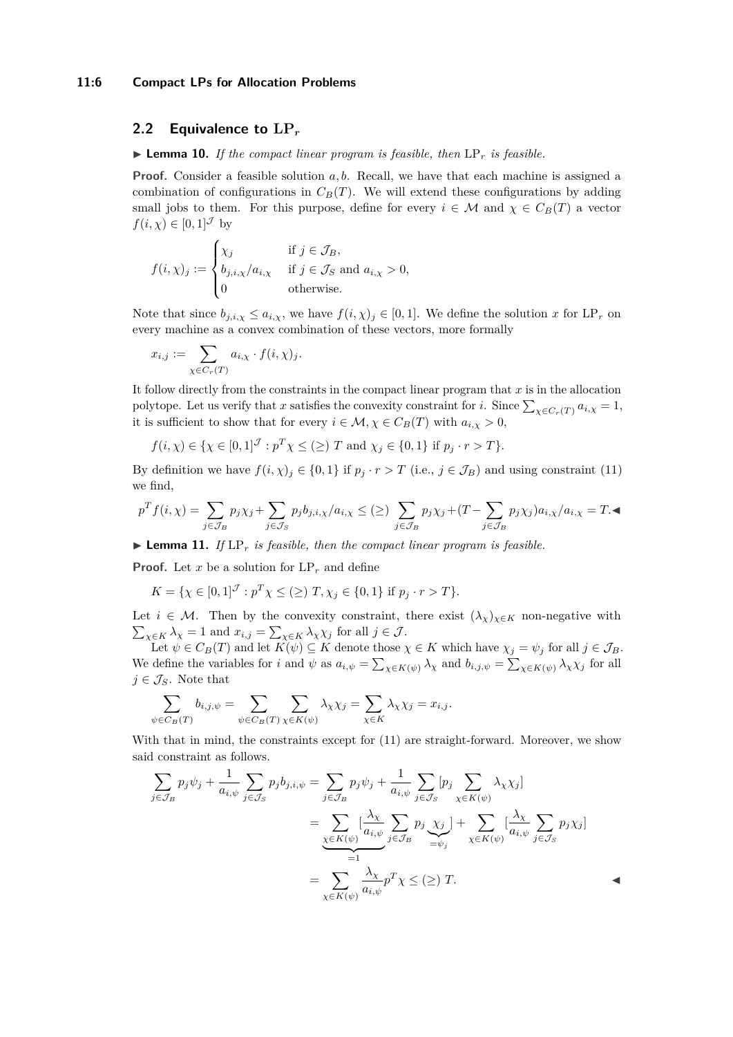## 2.2 Equivalence to $\mathrm{LP}_r$

▶ **Lemma 10.** *If the compact linear program is feasible, then* $\mathrm{LP}_r$ *is feasible.*

**Proof.** Consider a feasible solution $a, b$. Recall, we have that each machine is assigned a combination of configurations in $C_B(T)$. We will extend these configurations by adding small jobs to them. For this purpose, define for every $i \in \mathcal{M}$ and $\chi \in C_B(T)$ a vector $f(i, \chi) \in [0,1]^{\mathcal{J}}$ by

$$f(i,\chi)_j := \begin{cases} \chi_j & \text{if } j \in \mathcal{J}_B, \\ b_{j,i,\chi}/a_{i,\chi} & \text{if } j \in \mathcal{J}_S \text{ and } a_{i,\chi} > 0, \\ 0 & \text{otherwise.} \end{cases}$$

Note that since $b_{j,i,\chi} \leq a_{i,\chi}$, we have $f(i,\chi)_j \in [0,1]$. We define the solution $x$ for $\mathrm{LP}_r$ on every machine as a convex combination of these vectors, more formally

$$x_{i,j} := \sum_{\chi \in C_r(T)} a_{i,\chi} \cdot f(i,\chi)_j.$$

It follow directly from the constraints in the compact linear program that $x$ is in the allocation polytope. Let us verify that $x$ satisfies the convexity constraint for $i$. Since $\sum_{\chi \in C_r(T)} a_{i,\chi} = 1$, it is sufficient to show that for every $i \in \mathcal{M}, \chi \in C_B(T)$ with $a_{i,\chi} > 0$,

$$f(i,\chi) \in \{\chi \in [0,1]^{\mathcal{J}} : p^T \chi \leq (\geq)\ T \text{ and } \chi_j \in \{0,1\} \text{ if } p_j \cdot r > T\}.$$

By definition we have $f(i,\chi)_j \in \{0,1\}$ if $p_j \cdot r > T$ (i.e., $j \in \mathcal{J}_B$) and using constraint (11) we find,

$$p^T f(i,\chi) = \sum_{j \in \mathcal{J}_B} p_j \chi_j + \sum_{j \in \mathcal{J}_S} p_j b_{j,i,\chi}/a_{i,\chi} \leq (\geq) \sum_{j \in \mathcal{J}_B} p_j \chi_j + (T - \sum_{j \in \mathcal{J}_B} p_j \chi_j) a_{i,\chi}/a_{i,\chi} = T. \blacktriangleleft$$

▶ **Lemma 11.** *If* $\mathrm{LP}_r$ *is feasible, then the compact linear program is feasible.*

**Proof.** Let $x$ be a solution for $\mathrm{LP}_r$ and define

$$K = \{\chi \in [0,1]^{\mathcal{J}} : p^T \chi \leq (\geq)\ T, \chi_j \in \{0,1\} \text{ if } p_j \cdot r > T\}.$$

Let $i \in \mathcal{M}$. Then by the convexity constraint, there exist $(\lambda_\chi)_{\chi \in K}$ non-negative with $\sum_{\chi \in K} \lambda_\chi = 1$ and $x_{i,j} = \sum_{\chi \in K} \lambda_\chi \chi_j$ for all $j \in \mathcal{J}$.

Let $\psi \in C_B(T)$ and let $K(\psi) \subseteq K$ denote those $\chi \in K$ which have $\chi_j = \psi_j$ for all $j \in \mathcal{J}_B$. We define the variables for $i$ and $\psi$ as $a_{i,\psi} = \sum_{\chi \in K(\psi)} \lambda_\chi$ and $b_{i,j,\psi} = \sum_{\chi \in K(\psi)} \lambda_\chi \chi_j$ for all $j \in \mathcal{J}_S$. Note that

$$\sum_{\psi \in C_B(T)} b_{i,j,\psi} = \sum_{\psi \in C_B(T)} \sum_{\chi \in K(\psi)} \lambda_\chi \chi_j = \sum_{\chi \in K} \lambda_\chi \chi_j = x_{i,j}.$$

With that in mind, the constraints except for (11) are straight-forward. Moreover, we show said constraint as follows.

$$\begin{aligned} \sum_{j \in \mathcal{J}_B} p_j \psi_j + \frac{1}{a_{i,\psi}} \sum_{j \in \mathcal{J}_S} p_j b_{j,i,\psi} &= \sum_{j \in \mathcal{J}_B} p_j \psi_j + \frac{1}{a_{i,\psi}} \sum_{j \in \mathcal{J}_S} [p_j \sum_{\chi \in K(\psi)} \lambda_\chi \chi_j] \\ &= \underbrace{\sum_{\chi \in K(\psi)} [\frac{\lambda_\chi}{a_{i,\psi}}}_{=1} \sum_{j \in \mathcal{J}_B} p_j \underbrace{\chi_j}_{=\psi_j}] + \sum_{\chi \in K(\psi)} [\frac{\lambda_\chi}{a_{i,\psi}} \sum_{j \in \mathcal{J}_S} p_j \chi_j] \\ &= \sum_{\chi \in K(\psi)} \frac{\lambda_\chi}{a_{i,\psi}} p^T \chi \leq (\geq)\ T. \end{aligned}$$

◀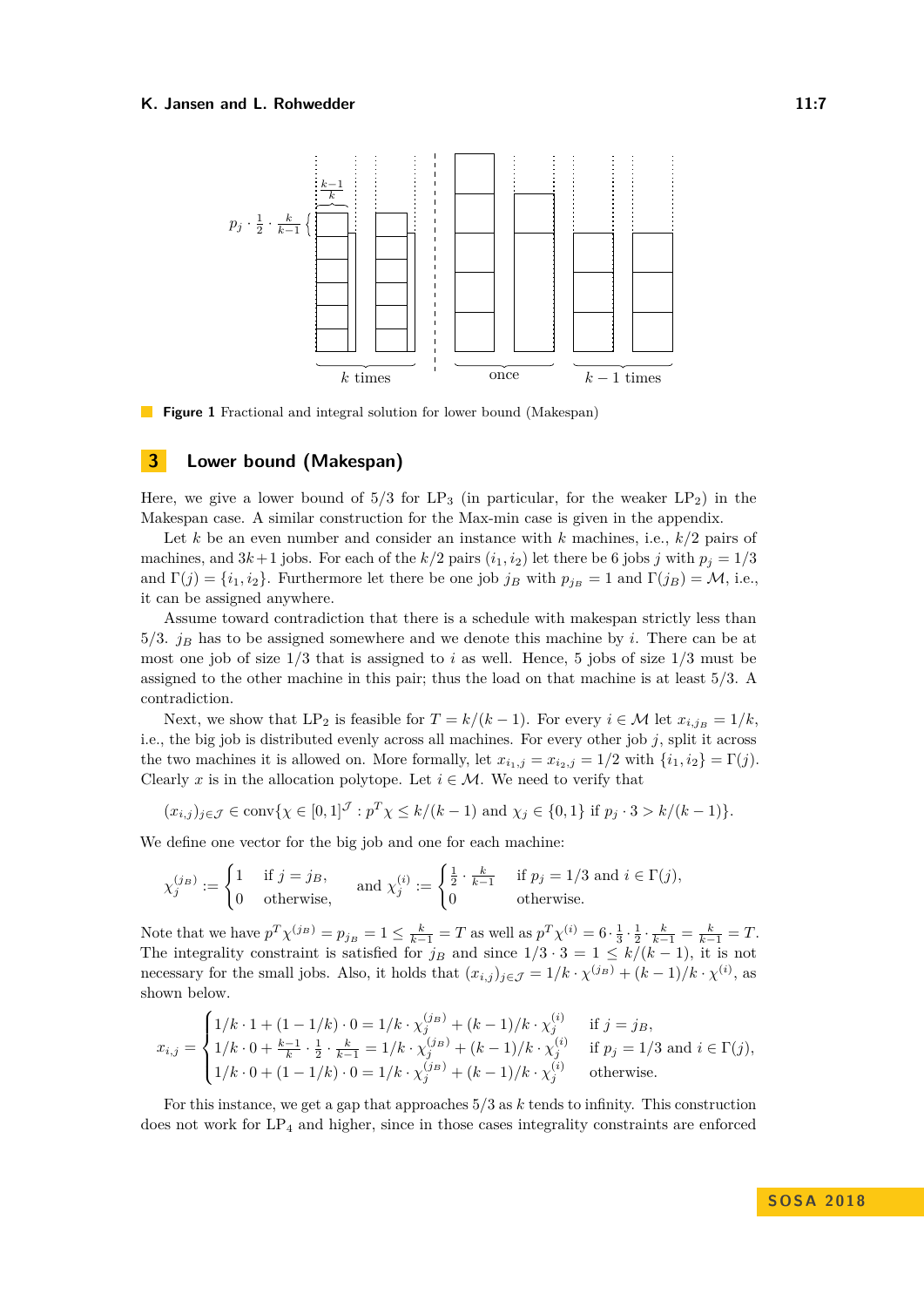**Figure 1** Fractional and integral solution for lower bound (Makespan)

## 3 Lower bound (Makespan)

Here, we give a lower bound of 5/3 for $LP_3$ (in particular, for the weaker $LP_2$) in the Makespan case. A similar construction for the Max-min case is given in the appendix.

Let $k$ be an even number and consider an instance with $k$ machines, i.e., $k/2$ pairs of machines, and $3k+1$ jobs. For each of the $k/2$ pairs $(i_1, i_2)$ let there be 6 jobs $j$ with $p_j = 1/3$ and $\Gamma(j) = \{i_1, i_2\}$. Furthermore let there be one job $j_B$ with $p_{j_B} = 1$ and $\Gamma(j_B) = \mathcal{M}$, i.e., it can be assigned anywhere.

Assume toward contradiction that there is a schedule with makespan strictly less than 5/3. $j_B$ has to be assigned somewhere and we denote this machine by $i$. There can be at most one job of size 1/3 that is assigned to $i$ as well. Hence, 5 jobs of size 1/3 must be assigned to the other machine in this pair; thus the load on that machine is at least 5/3. A contradiction.

Next, we show that $LP_2$ is feasible for $T = k/(k-1)$. For every $i \in \mathcal{M}$ let $x_{i,j_B} = 1/k$, i.e., the big job is distributed evenly across all machines. For every other job $j$, split it across the two machines it is allowed on. More formally, let $x_{i_1,j} = x_{i_2,j} = 1/2$ with $\{i_1, i_2\} = \Gamma(j)$. Clearly $x$ is in the allocation polytope. Let $i \in \mathcal{M}$. We need to verify that

$$(x_{i,j})_{j\in\mathcal{J}} \in \text{conv}\{\chi \in [0,1]^{\mathcal{J}} : p^T\chi \leq k/(k-1) \text{ and } \chi_j \in \{0,1\} \text{ if } p_j \cdot 3 > k/(k-1)\}.$$

We define one vector for the big job and one for each machine:

$$\chi_j^{(j_B)} := \begin{cases} 1 & \text{if } j = j_B, \\ 0 & \text{otherwise,} \end{cases} \quad \text{and } \chi_j^{(i)} := \begin{cases} \frac{1}{2} \cdot \frac{k}{k-1} & \text{if } p_j = 1/3 \text{ and } i \in \Gamma(j), \\ 0 & \text{otherwise.} \end{cases}$$

Note that we have $p^T\chi^{(j_B)} = p_{j_B} = 1 \leq \frac{k}{k-1} = T$ as well as $p^T\chi^{(i)} = 6 \cdot \frac{1}{3} \cdot \frac{1}{2} \cdot \frac{k}{k-1} = \frac{k}{k-1} = T$. The integrality constraint is satisfied for $j_B$ and since $1/3 \cdot 3 = 1 \leq k/(k-1)$, it is not necessary for the small jobs. Also, it holds that $(x_{i,j})_{j\in\mathcal{J}} = 1/k \cdot \chi^{(j_B)} + (k-1)/k \cdot \chi^{(i)}$, as shown below.

$$x_{i,j} = \begin{cases} 1/k \cdot 1 + (1 - 1/k) \cdot 0 = 1/k \cdot \chi_j^{(j_B)} + (k-1)/k \cdot \chi_j^{(i)} & \text{if } j = j_B, \\ 1/k \cdot 0 + \frac{k-1}{k} \cdot \frac{1}{2} \cdot \frac{k}{k-1} = 1/k \cdot \chi_j^{(j_B)} + (k-1)/k \cdot \chi_j^{(i)} & \text{if } p_j = 1/3 \text{ and } i \in \Gamma(j), \\ 1/k \cdot 0 + (1 - 1/k) \cdot 0 = 1/k \cdot \chi_j^{(j_B)} + (k-1)/k \cdot \chi_j^{(i)} & \text{otherwise.} \end{cases}$$

For this instance, we get a gap that approaches 5/3 as $k$ tends to infinity. This construction does not work for $LP_4$ and higher, since in those cases integrality constraints are enforced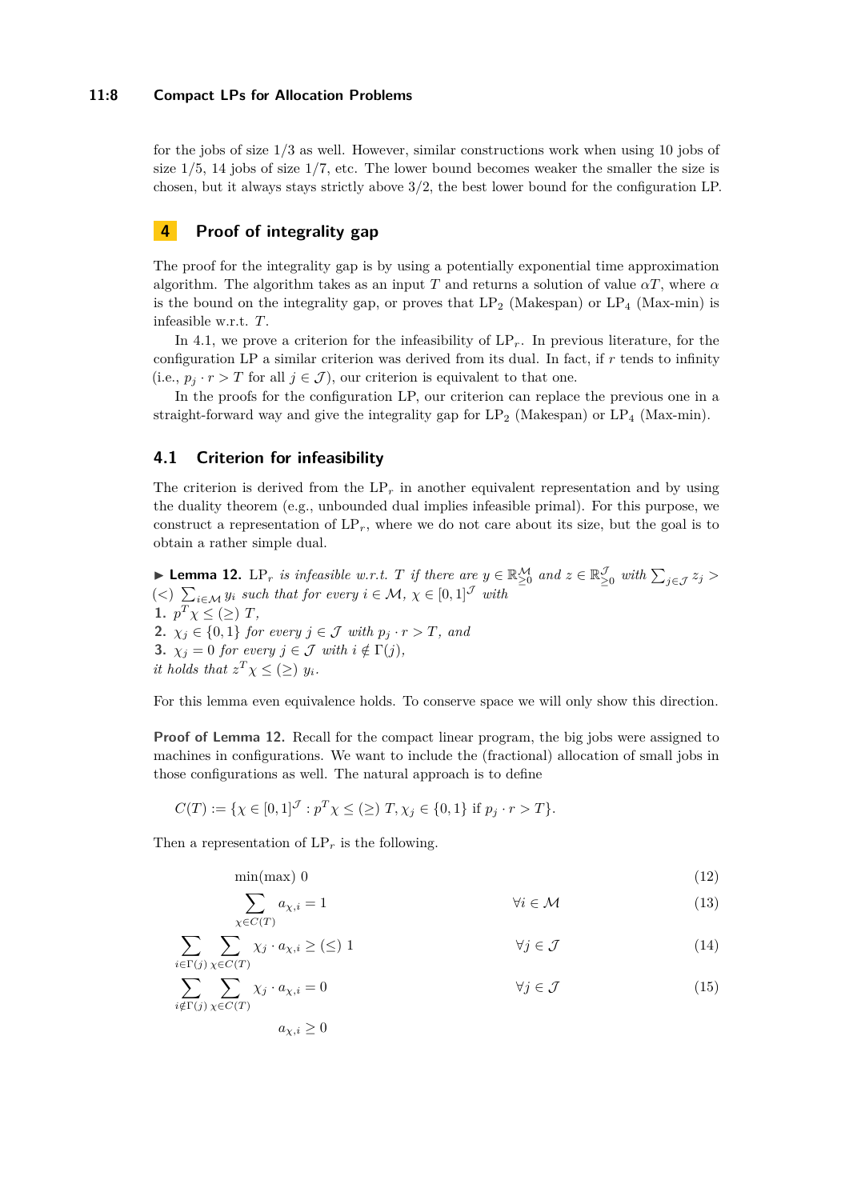for the jobs of size 1/3 as well. However, similar constructions work when using 10 jobs of size 1/5, 14 jobs of size 1/7, etc. The lower bound becomes weaker the smaller the size is chosen, but it always stays strictly above 3/2, the best lower bound for the configuration LP.

## 4 Proof of integrality gap

The proof for the integrality gap is by using a potentially exponential time approximation algorithm. The algorithm takes as an input $T$ and returns a solution of value $\alpha T$, where $\alpha$ is the bound on the integrality gap, or proves that $\text{LP}_2$ (Makespan) or $\text{LP}_4$ (Max-min) is infeasible w.r.t. $T$.

In 4.1, we prove a criterion for the infeasibility of $\text{LP}_r$. In previous literature, for the configuration LP a similar criterion was derived from its dual. In fact, if $r$ tends to infinity (i.e., $p_j \cdot r > T$ for all $j \in \mathcal{J}$), our criterion is equivalent to that one.

In the proofs for the configuration LP, our criterion can replace the previous one in a straight-forward way and give the integrality gap for $\text{LP}_2$ (Makespan) or $\text{LP}_4$ (Max-min).

### 4.1 Criterion for infeasibility

The criterion is derived from the $\text{LP}_r$ in another equivalent representation and by using the duality theorem (e.g., unbounded dual implies infeasible primal). For this purpose, we construct a representation of $\text{LP}_r$, where we do not care about its size, but the goal is to obtain a rather simple dual.

▶ **Lemma 12.** *$\text{LP}_r$ is infeasible w.r.t. $T$ if there are $y \in \mathbb{R}^{\mathcal{M}}_{\geq 0}$ and $z \in \mathbb{R}^{\mathcal{J}}_{\geq 0}$ with $\sum_{j\in\mathcal{J}} z_j >$ $(<)$ $\sum_{i\in\mathcal{M}} y_i$ such that for every $i \in \mathcal{M}$, $\chi \in [0,1]^{\mathcal{J}}$ with*
1. *$p^T\chi \leq (\geq)\ T$,*
2. *$\chi_j \in \{0,1\}$ for every $j \in \mathcal{J}$ with $p_j \cdot r > T$, and*
3. *$\chi_j = 0$ for every $j \in \mathcal{J}$ with $i \notin \Gamma(j)$,*

*it holds that $z^T\chi \leq (\geq)\ y_i$.*

For this lemma even equivalence holds. To conserve space we will only show this direction.

**Proof of Lemma 12.** Recall for the compact linear program, the big jobs were assigned to machines in configurations. We want to include the (fractional) allocation of small jobs in those configurations as well. The natural approach is to define

$$C(T) := \{\chi \in [0,1]^{\mathcal{J}} : p^T\chi \leq (\geq)\ T, \chi_j \in \{0,1\} \text{ if } p_j \cdot r > T\}.$$

Then a representation of $\text{LP}_r$ is the following.

$$\min(\max)\ 0 \tag{12}$$

$$\sum_{\chi\in C(T)} a_{\chi,i} = 1 \qquad \forall i \in \mathcal{M} \tag{13}$$

$$\sum_{i\in\Gamma(j)} \sum_{\chi\in C(T)} \chi_j \cdot a_{\chi,i} \geq (\leq)\ 1 \qquad \forall j \in \mathcal{J} \tag{14}$$

$$\sum_{i\notin\Gamma(j)} \sum_{\chi\in C(T)} \chi_j \cdot a_{\chi,i} = 0 \qquad \forall j \in \mathcal{J} \tag{15}$$

$$a_{\chi,i} \geq 0$$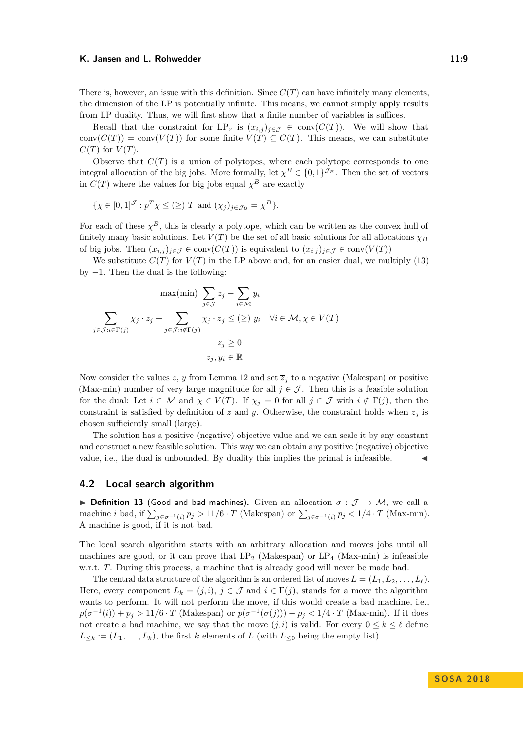There is, however, an issue with this definition. Since $C(T)$ can have infinitely many elements, the dimension of the LP is potentially infinite. This means, we cannot simply apply results from LP duality. Thus, we will first show that a finite number of variables is suffices.

Recall that the constraint for $\mathrm{LP}_r$ is $(x_{i,j})_{j\in\mathcal{J}} \in \mathrm{conv}(C(T))$. We will show that $\mathrm{conv}(C(T)) = \mathrm{conv}(V(T))$ for some finite $V(T) \subseteq C(T)$. This means, we can substitute $C(T)$ for $V(T)$.

Observe that $C(T)$ is a union of polytopes, where each polytope corresponds to one integral allocation of the big jobs. More formally, let $\chi^B \in \{0,1\}^{\mathcal{J}_B}$. Then the set of vectors in $C(T)$ where the values for big jobs equal $\chi^B$ are exactly

$$\{\chi \in [0,1]^{\mathcal{J}} : p^T\chi \leq (\geq)\ T \text{ and } (\chi_j)_{j\in\mathcal{J}_B} = \chi^B\}.$$

For each of these $\chi^B$, this is clearly a polytope, which can be written as the convex hull of finitely many basic solutions. Let $V(T)$ be the set of all basic solutions for all allocations $\chi_B$ of big jobs. Then $(x_{i,j})_{j\in\mathcal{J}} \in \mathrm{conv}(C(T))$ is equivalent to $(x_{i,j})_{j\in\mathcal{J}} \in \mathrm{conv}(V(T))$

We substitute $C(T)$ for $V(T)$ in the LP above and, for an easier dual, we multiply (13) by $-1$. Then the dual is the following:

$$\max(\min) \sum_{j\in\mathcal{J}} z_j - \sum_{i\in\mathcal{M}} y_i$$

$$\sum_{j\in\mathcal{J}: i\in\Gamma(j)} \chi_j \cdot z_j + \sum_{j\in\mathcal{J}: i\notin\Gamma(j)} \chi_j \cdot \overline{z}_j \leq (\geq)\ y_i \quad \forall i \in \mathcal{M}, \chi \in V(T)$$

$$z_j \geq 0$$

$$\overline{z}_j, y_i \in \mathbb{R}$$

Now consider the values $z$, $y$ from Lemma 12 and set $\overline{z}_j$ to a negative (Makespan) or positive (Max-min) number of very large magnitude for all $j \in \mathcal{J}$. Then this is a feasible solution for the dual: Let $i \in \mathcal{M}$ and $\chi \in V(T)$. If $\chi_j = 0$ for all $j \in \mathcal{J}$ with $i \notin \Gamma(j)$, then the constraint is satisfied by definition of $z$ and $y$. Otherwise, the constraint holds when $\overline{z}_j$ is chosen sufficiently small (large).

The solution has a positive (negative) objective value and we can scale it by any constant and construct a new feasible solution. This way we can obtain any positive (negative) objective value, i.e., the dual is unbounded. By duality this implies the primal is infeasible. ◀

## 4.2 Local search algorithm

▶ **Definition 13** (Good and bad machines). Given an allocation $\sigma : \mathcal{J} \to \mathcal{M}$, we call a machine $i$ bad, if $\sum_{j\in\sigma^{-1}(i)} p_j > 11/6 \cdot T$ (Makespan) or $\sum_{j\in\sigma^{-1}(i)} p_j < 1/4 \cdot T$ (Max-min). A machine is good, if it is not bad.

The local search algorithm starts with an arbitrary allocation and moves jobs until all machines are good, or it can prove that $\mathrm{LP}_2$ (Makespan) or $\mathrm{LP}_4$ (Max-min) is infeasible w.r.t. $T$. During this process, a machine that is already good will never be made bad.

The central data structure of the algorithm is an ordered list of moves $L = (L_1, L_2, \ldots, L_\ell)$. Here, every component $L_k = (j, i)$, $j \in \mathcal{J}$ and $i \in \Gamma(j)$, stands for a move the algorithm wants to perform. It will not perform the move, if this would create a bad machine, i.e., $p(\sigma^{-1}(i)) + p_j > 11/6 \cdot T$ (Makespan) or $p(\sigma^{-1}(\sigma(j))) - p_j < 1/4 \cdot T$ (Max-min). If it does not create a bad machine, we say that the move $(j, i)$ is valid. For every $0 \leq k \leq \ell$ define $L_{\leq k} := (L_1, \ldots, L_k)$, the first $k$ elements of $L$ (with $L_{\leq 0}$ being the empty list).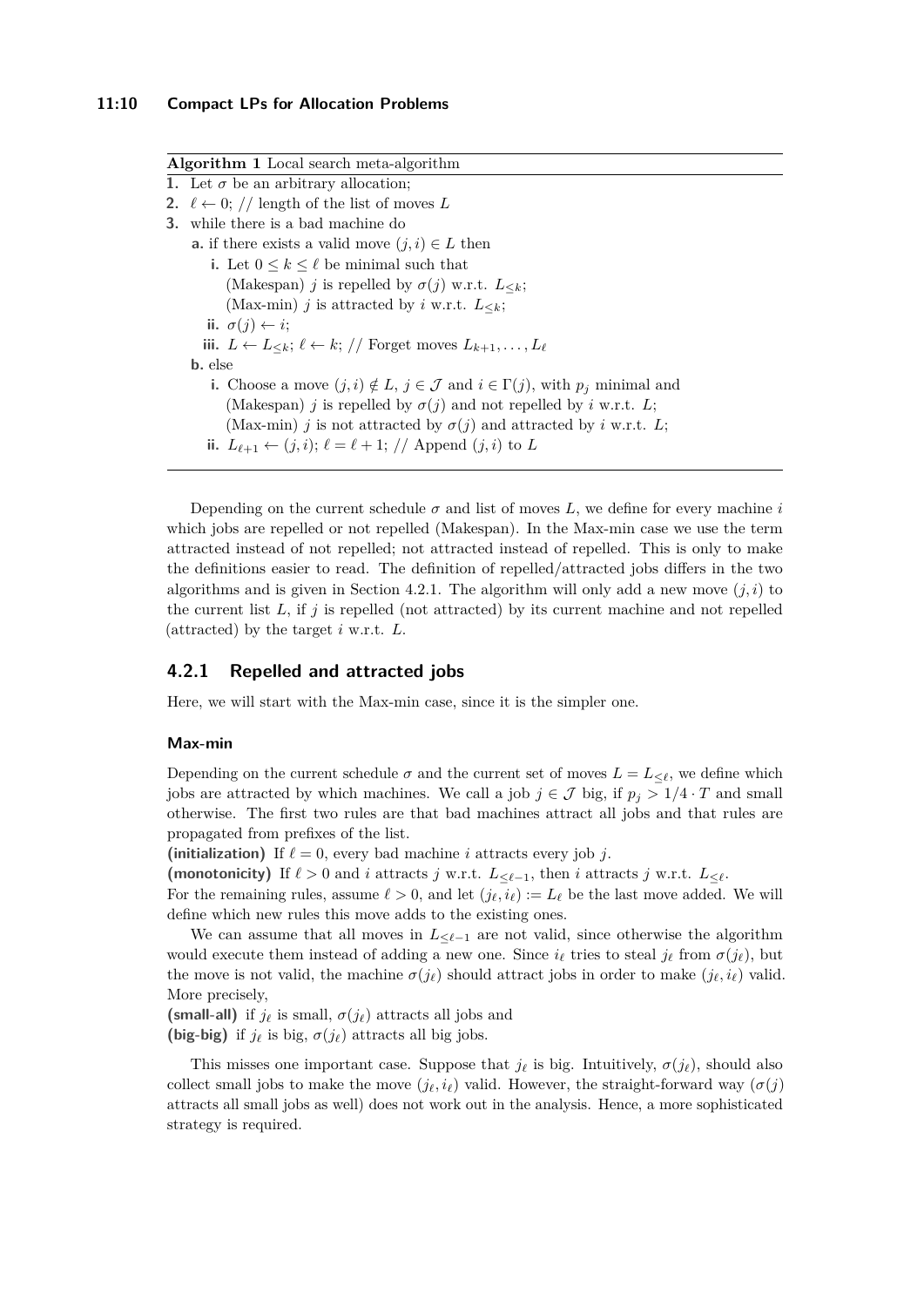**Algorithm 1** Local search meta-algorithm

1. Let $\sigma$ be an arbitrary allocation;
2. $\ell \leftarrow 0$; // length of the list of moves $L$
3. while there is a bad machine do
   - **a.** if there exists a valid move $(j, i) \in L$ then
     - **i.** Let $0 \leq k \leq \ell$ be minimal such that
       (Makespan) $j$ is repelled by $\sigma(j)$ w.r.t. $L_{\leq k}$;
       (Max-min) $j$ is attracted by $i$ w.r.t. $L_{\leq k}$;
     - **ii.** $\sigma(j) \leftarrow i$;
     - **iii.** $L \leftarrow L_{\leq k}$; $\ell \leftarrow k$; // Forget moves $L_{k+1}, \ldots, L_\ell$
   - **b.** else
     - **i.** Choose a move $(j, i) \notin L$, $j \in \mathcal{J}$ and $i \in \Gamma(j)$, with $p_j$ minimal and
       (Makespan) $j$ is repelled by $\sigma(j)$ and not repelled by $i$ w.r.t. $L$;
       (Max-min) $j$ is not attracted by $\sigma(j)$ and attracted by $i$ w.r.t. $L$;
     - **ii.** $L_{\ell+1} \leftarrow (j, i)$; $\ell = \ell + 1$; // Append $(j, i)$ to $L$

Depending on the current schedule $\sigma$ and list of moves $L$, we define for every machine $i$ which jobs are repelled or not repelled (Makespan). In the Max-min case we use the term attracted instead of not repelled; not attracted instead of repelled. This is only to make the definitions easier to read. The definition of repelled/attracted jobs differs in the two algorithms and is given in Section 4.2.1. The algorithm will only add a new move $(j, i)$ to the current list $L$, if $j$ is repelled (not attracted) by its current machine and not repelled (attracted) by the target $i$ w.r.t. $L$.

### 4.2.1 Repelled and attracted jobs

Here, we will start with the Max-min case, since it is the simpler one.

#### Max-min

Depending on the current schedule $\sigma$ and the current set of moves $L = L_{\leq \ell}$, we define which jobs are attracted by which machines. We call a job $j \in \mathcal{J}$ big, if $p_j > 1/4 \cdot T$ and small otherwise. The first two rules are that bad machines attract all jobs and that rules are propagated from prefixes of the list.

**(initialization)** If $\ell = 0$, every bad machine $i$ attracts every job $j$.

**(monotonicity)** If $\ell > 0$ and $i$ attracts $j$ w.r.t. $L_{\leq \ell-1}$, then $i$ attracts $j$ w.r.t. $L_{\leq \ell}$.

For the remaining rules, assume $\ell > 0$, and let $(j_\ell, i_\ell) := L_\ell$ be the last move added. We will define which new rules this move adds to the existing ones.

We can assume that all moves in $L_{\leq \ell-1}$ are not valid, since otherwise the algorithm would execute them instead of adding a new one. Since $i_\ell$ tries to steal $j_\ell$ from $\sigma(j_\ell)$, but the move is not valid, the machine $\sigma(j_\ell)$ should attract jobs in order to make $(j_\ell, i_\ell)$ valid. More precisely,

**(small-all)** if $j_\ell$ is small, $\sigma(j_\ell)$ attracts all jobs and

**(big-big)** if $j_\ell$ is big, $\sigma(j_\ell)$ attracts all big jobs.

This misses one important case. Suppose that $j_\ell$ is big. Intuitively, $\sigma(j_\ell)$, should also collect small jobs to make the move $(j_\ell, i_\ell)$ valid. However, the straight-forward way ($\sigma(j)$ attracts all small jobs as well) does not work out in the analysis. Hence, a more sophisticated strategy is required.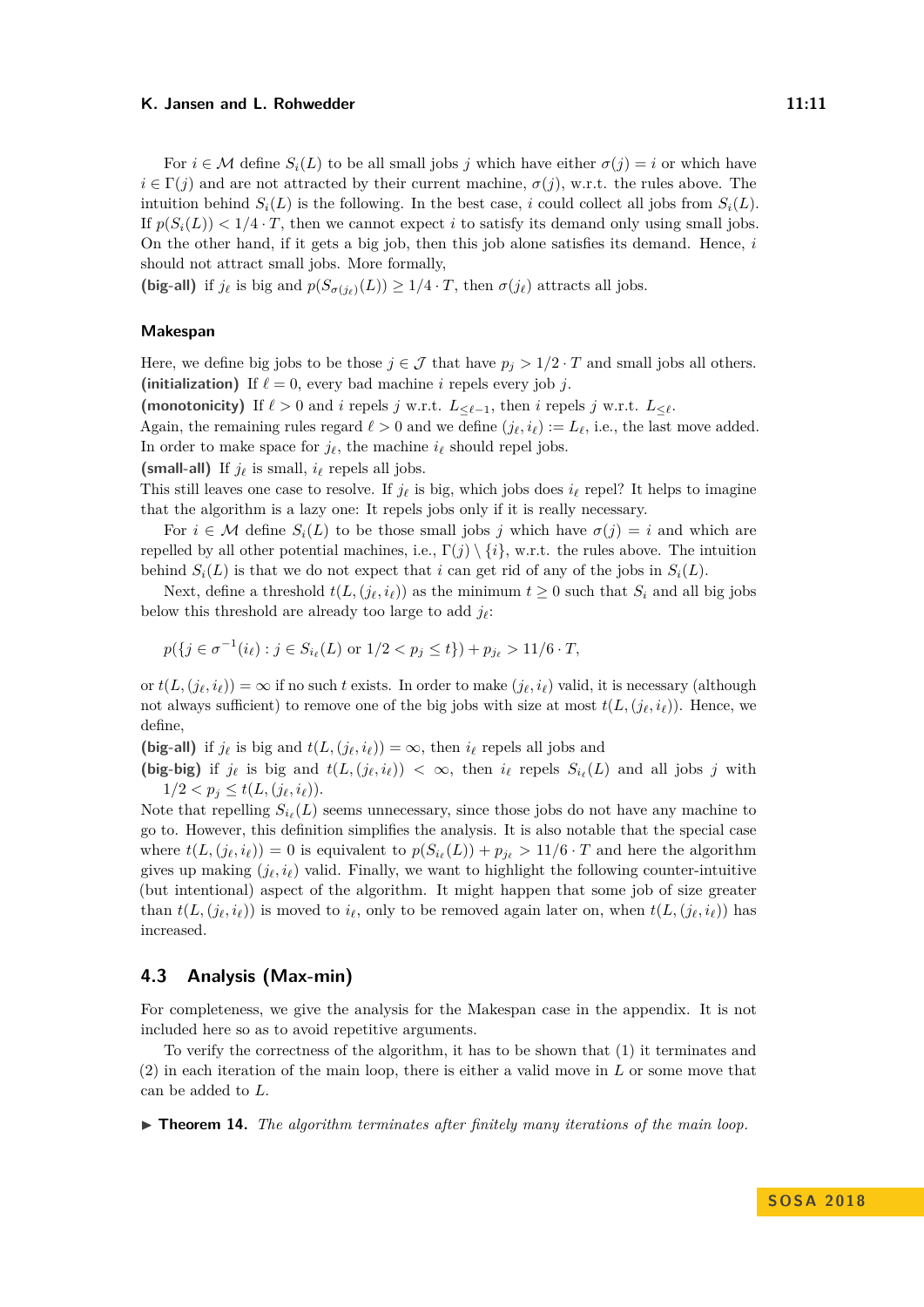For $i \in \mathcal{M}$ define $S_i(L)$ to be all small jobs $j$ which have either $\sigma(j) = i$ or which have $i \in \Gamma(j)$ and are not attracted by their current machine, $\sigma(j)$, w.r.t. the rules above. The intuition behind $S_i(L)$ is the following. In the best case, $i$ could collect all jobs from $S_i(L)$. If $p(S_i(L)) < 1/4 \cdot T$, then we cannot expect $i$ to satisfy its demand only using small jobs. On the other hand, if it gets a big job, then this job alone satisfies its demand. Hence, $i$ should not attract small jobs. More formally,

**(big-all)** if $j_\ell$ is big and $p(S_{\sigma(j_\ell)}(L)) \geq 1/4 \cdot T$, then $\sigma(j_\ell)$ attracts all jobs.

### Makespan

Here, we define big jobs to be those $j \in \mathcal{J}$ that have $p_j > 1/2 \cdot T$ and small jobs all others.

**(initialization)** If $\ell = 0$, every bad machine $i$ repels every job $j$.

**(monotonicity)** If $\ell > 0$ and $i$ repels $j$ w.r.t. $L_{\leq \ell - 1}$, then $i$ repels $j$ w.r.t. $L_{\leq \ell}$.

Again, the remaining rules regard $\ell > 0$ and we define $(j_\ell, i_\ell) := L_\ell$, i.e., the last move added. In order to make space for $j_\ell$, the machine $i_\ell$ should repel jobs.

**(small-all)** If $j_\ell$ is small, $i_\ell$ repels all jobs.

This still leaves one case to resolve. If $j_\ell$ is big, which jobs does $i_\ell$ repel? It helps to imagine that the algorithm is a lazy one: It repels jobs only if it is really necessary.

For $i \in \mathcal{M}$ define $S_i(L)$ to be those small jobs $j$ which have $\sigma(j) = i$ and which are repelled by all other potential machines, i.e., $\Gamma(j) \setminus \{i\}$, w.r.t. the rules above. The intuition behind $S_i(L)$ is that we do not expect that $i$ can get rid of any of the jobs in $S_i(L)$.

Next, define a threshold $t(L, (j_\ell, i_\ell))$ as the minimum $t \geq 0$ such that $S_i$ and all big jobs below this threshold are already too large to add $j_\ell$:

$$p(\{j \in \sigma^{-1}(i_\ell) : j \in S_{i_\ell}(L) \text{ or } 1/2 < p_j \leq t\}) + p_{j_\ell} > 11/6 \cdot T,$$

or $t(L, (j_\ell, i_\ell)) = \infty$ if no such $t$ exists. In order to make $(j_\ell, i_\ell)$ valid, it is necessary (although not always sufficient) to remove one of the big jobs with size at most $t(L, (j_\ell, i_\ell))$. Hence, we define,

**(big-all)** if $j_\ell$ is big and $t(L, (j_\ell, i_\ell)) = \infty$, then $i_\ell$ repels all jobs and

**(big-big)** if $j_\ell$ is big and $t(L, (j_\ell, i_\ell)) < \infty$, then $i_\ell$ repels $S_{i_\ell}(L)$ and all jobs $j$ with $1/2 < p_j \leq t(L, (j_\ell, i_\ell))$.

Note that repelling $S_{i_\ell}(L)$ seems unnecessary, since those jobs do not have any machine to go to. However, this definition simplifies the analysis. It is also notable that the special case where $t(L, (j_\ell, i_\ell)) = 0$ is equivalent to $p(S_{i_\ell}(L)) + p_{j_\ell} > 11/6 \cdot T$ and here the algorithm gives up making $(j_\ell, i_\ell)$ valid. Finally, we want to highlight the following counter-intuitive (but intentional) aspect of the algorithm. It might happen that some job of size greater than $t(L, (j_\ell, i_\ell))$ is moved to $i_\ell$, only to be removed again later on, when $t(L, (j_\ell, i_\ell))$ has increased.

## 4.3 Analysis (Max-min)

For completeness, we give the analysis for the Makespan case in the appendix. It is not included here so as to avoid repetitive arguments.

To verify the correctness of the algorithm, it has to be shown that (1) it terminates and (2) in each iteration of the main loop, there is either a valid move in $L$ or some move that can be added to $L$.

▶ **Theorem 14.** *The algorithm terminates after finitely many iterations of the main loop.*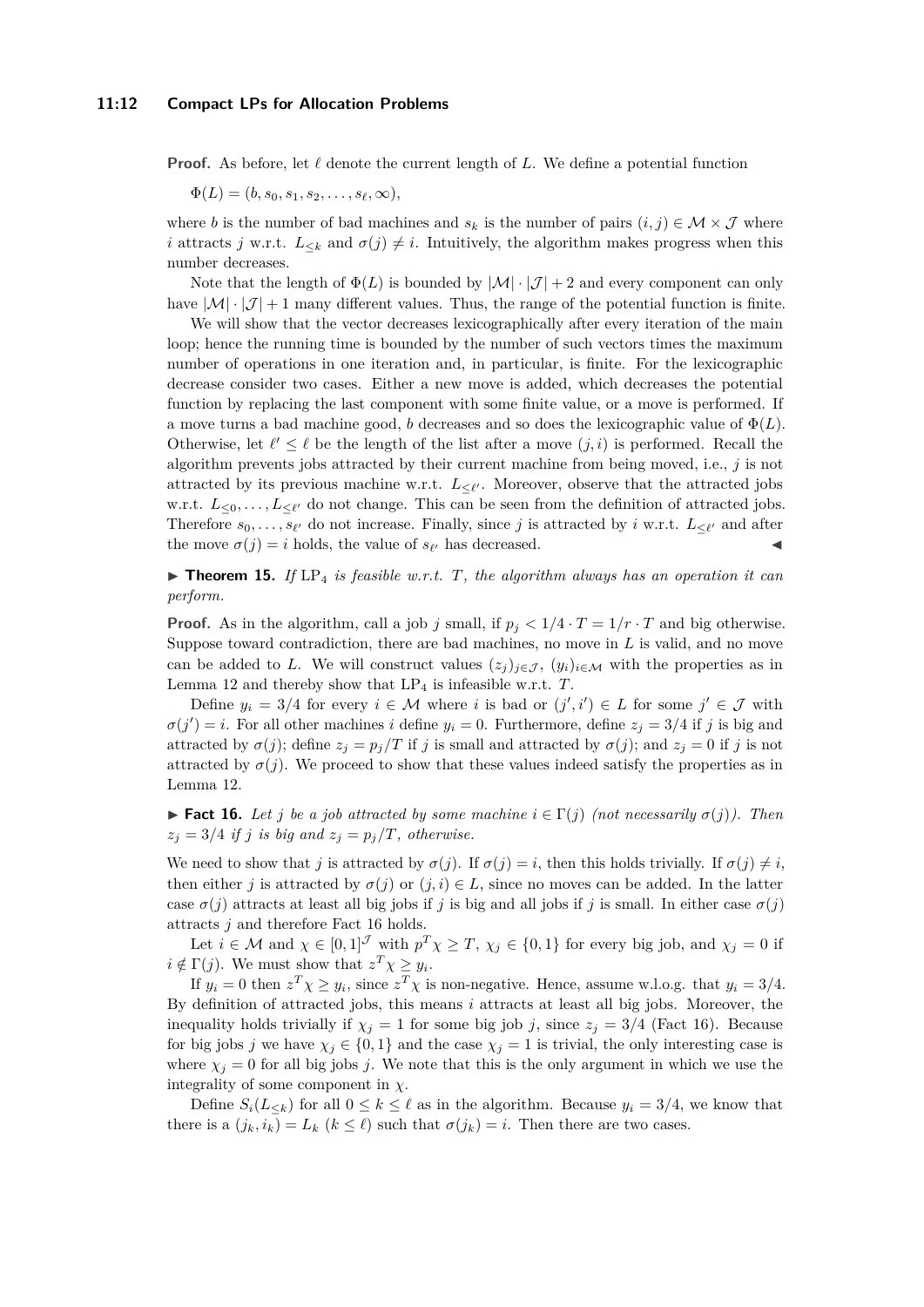**Proof.** As before, let $\ell$ denote the current length of $L$. We define a potential function

$$\Phi(L) = (b, s_0, s_1, s_2, \ldots, s_\ell, \infty),$$

where $b$ is the number of bad machines and $s_k$ is the number of pairs $(i, j) \in \mathcal{M} \times \mathcal{J}$ where $i$ attracts $j$ w.r.t. $L_{\leq k}$ and $\sigma(j) \neq i$. Intuitively, the algorithm makes progress when this number decreases.

Note that the length of $\Phi(L)$ is bounded by $|\mathcal{M}| \cdot |\mathcal{J}| + 2$ and every component can only have $|\mathcal{M}| \cdot |\mathcal{J}| + 1$ many different values. Thus, the range of the potential function is finite.

We will show that the vector decreases lexicographically after every iteration of the main loop; hence the running time is bounded by the number of such vectors times the maximum number of operations in one iteration and, in particular, is finite. For the lexicographic decrease consider two cases. Either a new move is added, which decreases the potential function by replacing the last component with some finite value, or a move is performed. If a move turns a bad machine good, $b$ decreases and so does the lexicographic value of $\Phi(L)$. Otherwise, let $\ell' \leq \ell$ be the length of the list after a move $(j, i)$ is performed. Recall the algorithm prevents jobs attracted by their current machine from being moved, i.e., $j$ is not attracted by its previous machine w.r.t. $L_{\leq \ell'}$. Moreover, observe that the attracted jobs w.r.t. $L_{\leq 0}, \ldots, L_{\leq \ell'}$ do not change. This can be seen from the definition of attracted jobs. Therefore $s_0, \ldots, s_{\ell'}$ do not increase. Finally, since $j$ is attracted by $i$ w.r.t. $L_{\leq \ell'}$ and after the move $\sigma(j) = i$ holds, the value of $s_{\ell'}$ has decreased. ◀

▶ **Theorem 15.** *If* $\mathrm{LP}_4$ *is feasible w.r.t.* $T$*, the algorithm always has an operation it can perform.*

**Proof.** As in the algorithm, call a job $j$ small, if $p_j < 1/4 \cdot T = 1/r \cdot T$ and big otherwise. Suppose toward contradiction, there are bad machines, no move in $L$ is valid, and no move can be added to $L$. We will construct values $(z_j)_{j \in \mathcal{J}}$, $(y_i)_{i \in \mathcal{M}}$ with the properties as in Lemma 12 and thereby show that $\mathrm{LP}_4$ is infeasible w.r.t. $T$.

Define $y_i = 3/4$ for every $i \in \mathcal{M}$ where $i$ is bad or $(j', i') \in L$ for some $j' \in \mathcal{J}$ with $\sigma(j') = i$. For all other machines $i$ define $y_i = 0$. Furthermore, define $z_j = 3/4$ if $j$ is big and attracted by $\sigma(j)$; define $z_j = p_j/T$ if $j$ is small and attracted by $\sigma(j)$; and $z_j = 0$ if $j$ is not attracted by $\sigma(j)$. We proceed to show that these values indeed satisfy the properties as in Lemma 12.

▶ **Fact 16.** *Let $j$ be a job attracted by some machine $i \in \Gamma(j)$ (not necessarily $\sigma(j)$). Then $z_j = 3/4$ if $j$ is big and $z_j = p_j/T$, otherwise.*

We need to show that $j$ is attracted by $\sigma(j)$. If $\sigma(j) = i$, then this holds trivially. If $\sigma(j) \neq i$, then either $j$ is attracted by $\sigma(j)$ or $(j, i) \in L$, since no moves can be added. In the latter case $\sigma(j)$ attracts at least all big jobs if $j$ is big and all jobs if $j$ is small. In either case $\sigma(j)$ attracts $j$ and therefore Fact 16 holds.

Let $i \in \mathcal{M}$ and $\chi \in [0, 1]^{\mathcal{J}}$ with $p^T \chi \geq T$, $\chi_j \in \{0, 1\}$ for every big job, and $\chi_j = 0$ if $i \notin \Gamma(j)$. We must show that $z^T \chi \geq y_i$.

If $y_i = 0$ then $z^T \chi \geq y_i$, since $z^T \chi$ is non-negative. Hence, assume w.l.o.g. that $y_i = 3/4$. By definition of attracted jobs, this means $i$ attracts at least all big jobs. Moreover, the inequality holds trivially if $\chi_j = 1$ for some big job $j$, since $z_j = 3/4$ (Fact 16). Because for big jobs $j$ we have $\chi_j \in \{0, 1\}$ and the case $\chi_j = 1$ is trivial, the only interesting case is where $\chi_j = 0$ for all big jobs $j$. We note that this is the only argument in which we use the integrality of some component in $\chi$.

Define $S_i(L_{\leq k})$ for all $0 \leq k \leq \ell$ as in the algorithm. Because $y_i = 3/4$, we know that there is a $(j_k, i_k) = L_k$ $(k \leq \ell)$ such that $\sigma(j_k) = i$. Then there are two cases.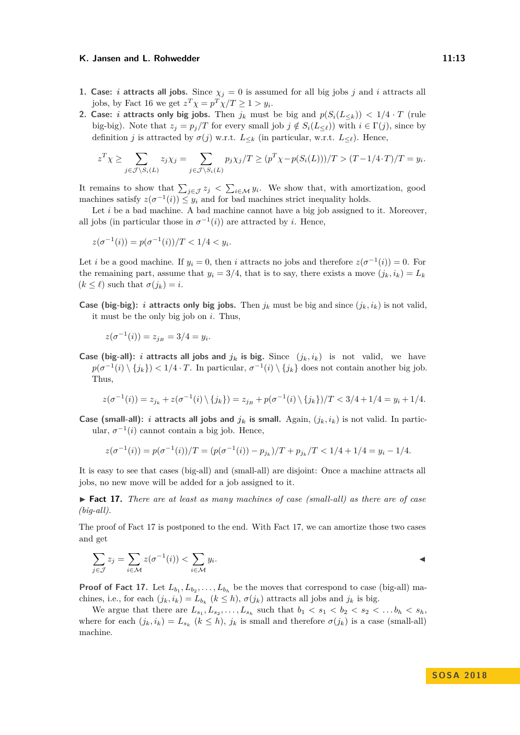1. **Case: $i$ attracts all jobs.** Since $\chi_j = 0$ is assumed for all big jobs $j$ and $i$ attracts all jobs, by Fact 16 we get $z^T\chi = p^T\chi/T \geq 1 > y_i$.
2. **Case: $i$ attracts only big jobs.** Then $j_k$ must be big and $p(S_i(L_{\leq k})) < 1/4 \cdot T$ (rule big-big). Note that $z_j = p_j/T$ for every small job $j \notin S_i(L_{\leq \ell})$ with $i \in \Gamma(j)$, since by definition $j$ is attracted by $\sigma(j)$ w.r.t. $L_{\leq k}$ (in particular, w.r.t. $L_{\leq \ell}$). Hence,

$$z^T\chi \geq \sum_{j \in \mathcal{J} \setminus S_i(L)} z_j \chi_j = \sum_{j \in \mathcal{J} \setminus S_i(L)} p_j \chi_j / T \geq (p^T\chi - p(S_i(L)))/T > (T - 1/4 \cdot T)/T = y_i.$$

It remains to show that $\sum_{j \in \mathcal{J}} z_j < \sum_{i \in \mathcal{M}} y_i$. We show that, with amortization, good machines satisfy $z(\sigma^{-1}(i)) \leq y_i$ and for bad machines strict inequality holds.

Let $i$ be a bad machine. A bad machine cannot have a big job assigned to it. Moreover, all jobs (in particular those in $\sigma^{-1}(i)$) are attracted by $i$. Hence,

$$z(\sigma^{-1}(i)) = p(\sigma^{-1}(i))/T < 1/4 < y_i.$$

Let $i$ be a good machine. If $y_i = 0$, then $i$ attracts no jobs and therefore $z(\sigma^{-1}(i)) = 0$. For the remaining part, assume that $y_i = 3/4$, that is to say, there exists a move $(j_k, i_k) = L_k$ ($k \leq \ell$) such that $\sigma(j_k) = i$.

**Case (big-big): $i$ attracts only big jobs.** Then $j_k$ must be big and since $(j_k, i_k)$ is not valid, it must be the only big job on $i$. Thus,

$$z(\sigma^{-1}(i)) = z_{j_B} = 3/4 = y_i.$$

**Case (big-all): $i$ attracts all jobs and $j_k$ is big.** Since $(j_k, i_k)$ is not valid, we have $p(\sigma^{-1}(i) \setminus \{j_k\}) < 1/4 \cdot T$. In particular, $\sigma^{-1}(i) \setminus \{j_k\}$ does not contain another big job. Thus,

$$z(\sigma^{-1}(i)) = z_{j_k} + z(\sigma^{-1}(i) \setminus \{j_k\}) = z_{j_B} + p(\sigma^{-1}(i) \setminus \{j_k\})/T < 3/4 + 1/4 = y_i + 1/4.$$

**Case (small-all): $i$ attracts all jobs and $j_k$ is small.** Again, $(j_k, i_k)$ is not valid. In particular, $\sigma^{-1}(i)$ cannot contain a big job. Hence,

$$z(\sigma^{-1}(i)) = p(\sigma^{-1}(i))/T = (p(\sigma^{-1}(i)) - p_{j_k})/T + p_{j_k}/T < 1/4 + 1/4 = y_i - 1/4.$$

It is easy to see that cases (big-all) and (small-all) are disjoint: Once a machine attracts all jobs, no new move will be added for a job assigned to it.

▶ **Fact 17.** *There are at least as many machines of case (small-all) as there are of case (big-all).*

The proof of Fact 17 is postponed to the end. With Fact 17, we can amortize those two cases and get

$$\sum_{j \in \mathcal{J}} z_j = \sum_{i \in \mathcal{M}} z(\sigma^{-1}(i)) < \sum_{i \in \mathcal{M}} y_i. \qquad ◀$$

**Proof of Fact 17.** Let $L_{b_1}, L_{b_2}, \ldots, L_{b_h}$ be the moves that correspond to case (big-all) machines, i.e., for each $(j_k, i_k) = L_{b_k}$ ($k \leq h$), $\sigma(j_k)$ attracts all jobs and $j_k$ is big.

We argue that there are $L_{s_1}, L_{s_2}, \ldots, L_{s_h}$ such that $b_1 < s_1 < b_2 < s_2 < \ldots b_h < s_h$, where for each $(j_k, i_k) = L_{s_k}$ ($k \leq h$), $j_k$ is small and therefore $\sigma(j_k)$ is a case (small-all) machine.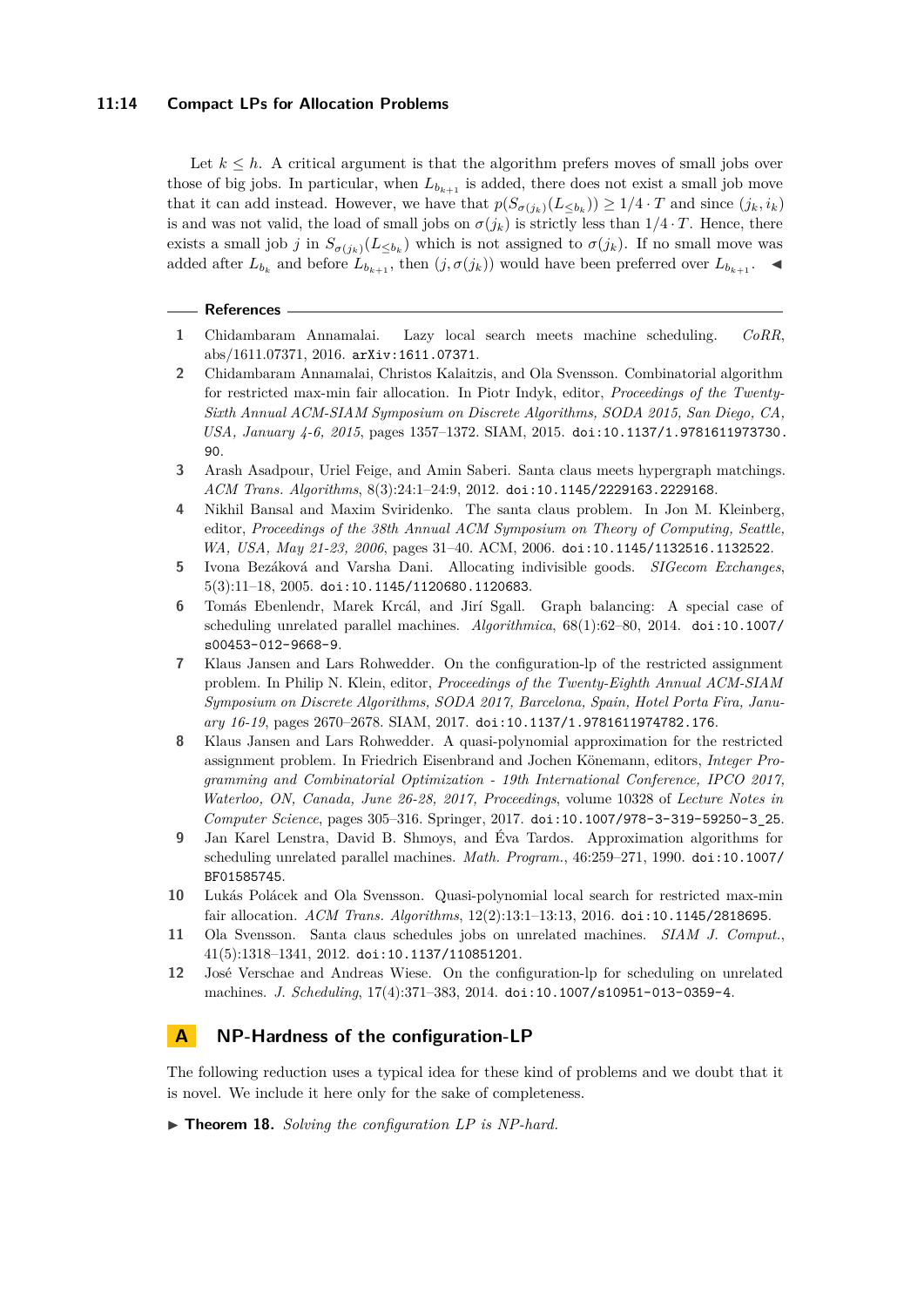Let $k \leq h$. A critical argument is that the algorithm prefers moves of small jobs over those of big jobs. In particular, when $L_{b_{k+1}}$ is added, there does not exist a small job move that it can add instead. However, we have that $p(S_{\sigma(j_k)}(L_{\leq b_k})) \geq 1/4 \cdot T$ and since $(j_k, i_k)$ is and was not valid, the load of small jobs on $\sigma(j_k)$ is strictly less than $1/4 \cdot T$. Hence, there exists a small job $j$ in $S_{\sigma(j_k)}(L_{\leq b_k})$ which is not assigned to $\sigma(j_k)$. If no small move was added after $L_{b_k}$ and before $L_{b_{k+1}}$, then $(j, \sigma(j_k))$ would have been preferred over $L_{b_{k+1}}$. ◀

## References

1. Chidambaram Annamalai. Lazy local search meets machine scheduling. *CoRR*, abs/1611.07371, 2016. arXiv:1611.07371.
2. Chidambaram Annamalai, Christos Kalaitzis, and Ola Svensson. Combinatorial algorithm for restricted max-min fair allocation. In Piotr Indyk, editor, *Proceedings of the Twenty-Sixth Annual ACM-SIAM Symposium on Discrete Algorithms, SODA 2015, San Diego, CA, USA, January 4-6, 2015*, pages 1357–1372. SIAM, 2015. doi:10.1137/1.9781611973730.90.
3. Arash Asadpour, Uriel Feige, and Amin Saberi. Santa claus meets hypergraph matchings. *ACM Trans. Algorithms*, 8(3):24:1–24:9, 2012. doi:10.1145/2229163.2229168.
4. Nikhil Bansal and Maxim Sviridenko. The santa claus problem. In Jon M. Kleinberg, editor, *Proceedings of the 38th Annual ACM Symposium on Theory of Computing, Seattle, WA, USA, May 21-23, 2006*, pages 31–40. ACM, 2006. doi:10.1145/1132516.1132522.
5. Ivona Bezáková and Varsha Dani. Allocating indivisible goods. *SIGecom Exchanges*, 5(3):11–18, 2005. doi:10.1145/1120680.1120683.
6. Tomás Ebenlendr, Marek Krcál, and Jirí Sgall. Graph balancing: A special case of scheduling unrelated parallel machines. *Algorithmica*, 68(1):62–80, 2014. doi:10.1007/s00453-012-9668-9.
7. Klaus Jansen and Lars Rohwedder. On the configuration-lp of the restricted assignment problem. In Philip N. Klein, editor, *Proceedings of the Twenty-Eighth Annual ACM-SIAM Symposium on Discrete Algorithms, SODA 2017, Barcelona, Spain, Hotel Porta Fira, January 16-19*, pages 2670–2678. SIAM, 2017. doi:10.1137/1.9781611974782.176.
8. Klaus Jansen and Lars Rohwedder. A quasi-polynomial approximation for the restricted assignment problem. In Friedrich Eisenbrand and Jochen Könemann, editors, *Integer Programming and Combinatorial Optimization - 19th International Conference, IPCO 2017, Waterloo, ON, Canada, June 26-28, 2017, Proceedings*, volume 10328 of *Lecture Notes in Computer Science*, pages 305–316. Springer, 2017. doi:10.1007/978-3-319-59250-3_25.
9. Jan Karel Lenstra, David B. Shmoys, and Éva Tardos. Approximation algorithms for scheduling unrelated parallel machines. *Math. Program.*, 46:259–271, 1990. doi:10.1007/BF01585745.
10. Lukás Polácek and Ola Svensson. Quasi-polynomial local search for restricted max-min fair allocation. *ACM Trans. Algorithms*, 12(2):13:1–13:13, 2016. doi:10.1145/2818695.
11. Ola Svensson. Santa claus schedules jobs on unrelated machines. *SIAM J. Comput.*, 41(5):1318–1341, 2012. doi:10.1137/110851201.
12. José Verschae and Andreas Wiese. On the configuration-lp for scheduling on unrelated machines. *J. Scheduling*, 17(4):371–383, 2014. doi:10.1007/s10951-013-0359-4.

# A NP-Hardness of the configuration-LP

The following reduction uses a typical idea for these kind of problems and we doubt that it is novel. We include it here only for the sake of completeness.

▶ **Theorem 18.** *Solving the configuration LP is NP-hard.*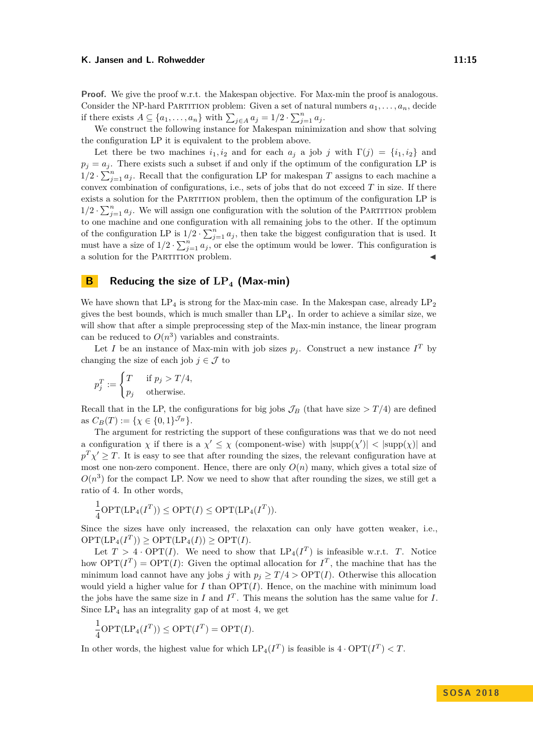**Proof.** We give the proof w.r.t. the Makespan objective. For Max-min the proof is analogous. Consider the NP-hard Partition problem: Given a set of natural numbers $a_1, \dots, a_n$, decide if there exists $A \subseteq \{a_1, \dots, a_n\}$ with $\sum_{j \in A} a_j = 1/2 \cdot \sum_{j=1}^n a_j$.

We construct the following instance for Makespan minimization and show that solving the configuration LP it is equivalent to the problem above.

Let there be two machines $i_1, i_2$ and for each $a_j$ a job $j$ with $\Gamma(j) = \{i_1, i_2\}$ and $p_j = a_j$. There exists such a subset if and only if the optimum of the configuration LP is $1/2 \cdot \sum_{j=1}^n a_j$. Recall that the configuration LP for makespan $T$ assigns to each machine a convex combination of configurations, i.e., sets of jobs that do not exceed $T$ in size. If there exists a solution for the Partition problem, then the optimum of the configuration LP is $1/2 \cdot \sum_{j=1}^n a_j$. We will assign one configuration with the solution of the Partition problem to one machine and one configuration with all remaining jobs to the other. If the optimum of the configuration LP is $1/2 \cdot \sum_{j=1}^n a_j$, then take the biggest configuration that is used. It must have a size of $1/2 \cdot \sum_{j=1}^n a_j$, or else the optimum would be lower. This configuration is a solution for the Partition problem. ◀

# B Reducing the size of $LP_4$ (Max-min)

We have shown that $LP_4$ is strong for the Max-min case. In the Makespan case, already $LP_2$ gives the best bounds, which is much smaller than $LP_4$. In order to achieve a similar size, we will show that after a simple preprocessing step of the Max-min instance, the linear program can be reduced to $O(n^3)$ variables and constraints.

Let $I$ be an instance of Max-min with job sizes $p_j$. Construct a new instance $I^T$ by changing the size of each job $j \in \mathcal{J}$ to

$$p_j^T := \begin{cases} T & \text{if } p_j > T/4, \\ p_j & \text{otherwise.} \end{cases}$$

Recall that in the LP, the configurations for big jobs $\mathcal{J}_B$ (that have size $> T/4$) are defined as $C_B(T) := \{\chi \in \{0,1\}^{\mathcal{J}_B}\}$.

The argument for restricting the support of these configurations was that we do not need a configuration $\chi$ if there is a $\chi' \leq \chi$ (component-wise) with $|\text{supp}(\chi')| < |\text{supp}(\chi)|$ and $p^T \chi' \geq T$. It is easy to see that after rounding the sizes, the relevant configuration have at most one non-zero component. Hence, there are only $O(n)$ many, which gives a total size of $O(n^3)$ for the compact LP. Now we need to show that after rounding the sizes, we still get a ratio of 4. In other words,

$$\frac{1}{4}\text{OPT}(\text{LP}_4(I^T)) \leq \text{OPT}(I) \leq \text{OPT}(\text{LP}_4(I^T)).$$

Since the sizes have only increased, the relaxation can only have gotten weaker, i.e., $\text{OPT}(\text{LP}_4(I^T)) \geq \text{OPT}(\text{LP}_4(I)) \geq \text{OPT}(I)$.

Let $T > 4 \cdot \text{OPT}(I)$. We need to show that $\text{LP}_4(I^T)$ is infeasible w.r.t. $T$. Notice how $\text{OPT}(I^T) = \text{OPT}(I)$: Given the optimal allocation for $I^T$, the machine that has the minimum load cannot have any jobs $j$ with $p_j \geq T/4 > \text{OPT}(I)$. Otherwise this allocation would yield a higher value for $I$ than $\text{OPT}(I)$. Hence, on the machine with minimum load the jobs have the same size in $I$ and $I^T$. This means the solution has the same value for $I$. Since $LP_4$ has an integrality gap of at most 4, we get

$$\frac{1}{4}\text{OPT}(\text{LP}_4(I^T)) \leq \text{OPT}(I^T) = \text{OPT}(I).$$

In other words, the highest value for which $\text{LP}_4(I^T)$ is feasible is $4 \cdot \text{OPT}(I^T) < T$.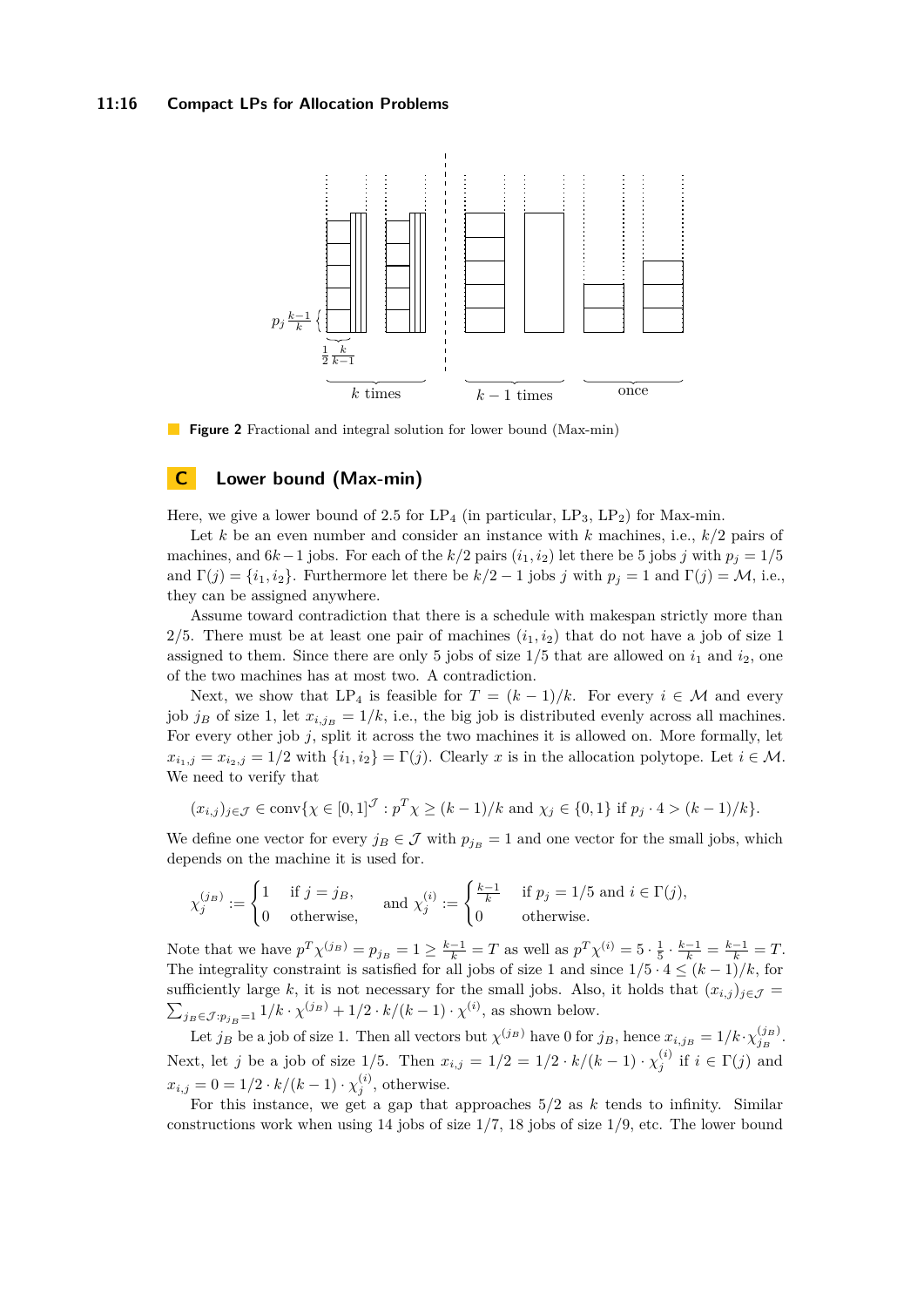**Figure 2** Fractional and integral solution for lower bound (Max-min)

## C Lower bound (Max-min)

Here, we give a lower bound of 2.5 for $LP_4$ (in particular, $LP_3$, $LP_2$) for Max-min.

Let $k$ be an even number and consider an instance with $k$ machines, i.e., $k/2$ pairs of machines, and $6k-1$ jobs. For each of the $k/2$ pairs $(i_1, i_2)$ let there be 5 jobs $j$ with $p_j = 1/5$ and $\Gamma(j) = \{i_1, i_2\}$. Furthermore let there be $k/2 - 1$ jobs $j$ with $p_j = 1$ and $\Gamma(j) = \mathcal{M}$, i.e., they can be assigned anywhere.

Assume toward contradiction that there is a schedule with makespan strictly more than $2/5$. There must be at least one pair of machines $(i_1, i_2)$ that do not have a job of size 1 assigned to them. Since there are only 5 jobs of size $1/5$ that are allowed on $i_1$ and $i_2$, one of the two machines has at most two. A contradiction.

Next, we show that $LP_4$ is feasible for $T = (k-1)/k$. For every $i \in \mathcal{M}$ and every job $j_B$ of size 1, let $x_{i,j_B} = 1/k$, i.e., the big job is distributed evenly across all machines. For every other job $j$, split it across the two machines it is allowed on. More formally, let $x_{i_1,j} = x_{i_2,j} = 1/2$ with $\{i_1, i_2\} = \Gamma(j)$. Clearly $x$ is in the allocation polytope. Let $i \in \mathcal{M}$. We need to verify that

$$(x_{i,j})_{j \in \mathcal{J}} \in \operatorname{conv}\{\chi \in [0,1]^{\mathcal{J}} : p^T \chi \geq (k-1)/k \text{ and } \chi_j \in \{0,1\} \text{ if } p_j \cdot 4 > (k-1)/k\}.$$

We define one vector for every $j_B \in \mathcal{J}$ with $p_{j_B} = 1$ and one vector for the small jobs, which depends on the machine it is used for.

$$\chi^{(j_B)}_j := \begin{cases} 1 & \text{if } j = j_B, \\ 0 & \text{otherwise,} \end{cases} \quad \text{and } \chi^{(i)}_j := \begin{cases} \frac{k-1}{k} & \text{if } p_j = 1/5 \text{ and } i \in \Gamma(j), \\ 0 & \text{otherwise.} \end{cases}$$

Note that we have $p^T \chi^{(j_B)} = p_{j_B} = 1 \geq \frac{k-1}{k} = T$ as well as $p^T \chi^{(i)} = 5 \cdot \frac{1}{5} \cdot \frac{k-1}{k} = \frac{k-1}{k} = T$. The integrality constraint is satisfied for all jobs of size 1 and since $1/5 \cdot 4 \leq (k-1)/k$, for sufficiently large $k$, it is not necessary for the small jobs. Also, it holds that $(x_{i,j})_{j \in \mathcal{J}} = \sum_{j_B \in \mathcal{J} : p_{j_B} = 1} 1/k \cdot \chi^{(j_B)} + 1/2 \cdot k/(k-1) \cdot \chi^{(i)}$, as shown below.

Let $j_B$ be a job of size 1. Then all vectors but $\chi^{(j_B)}$ have 0 for $j_B$, hence $x_{i,j_B} = 1/k \cdot \chi^{(j_B)}_{j_B}$. Next, let $j$ be a job of size $1/5$. Then $x_{i,j} = 1/2 = 1/2 \cdot k/(k-1) \cdot \chi^{(i)}_j$ if $i \in \Gamma(j)$ and $x_{i,j} = 0 = 1/2 \cdot k/(k-1) \cdot \chi^{(i)}_j$, otherwise.

For this instance, we get a gap that approaches $5/2$ as $k$ tends to infinity. Similar constructions work when using 14 jobs of size $1/7$, 18 jobs of size $1/9$, etc. The lower bound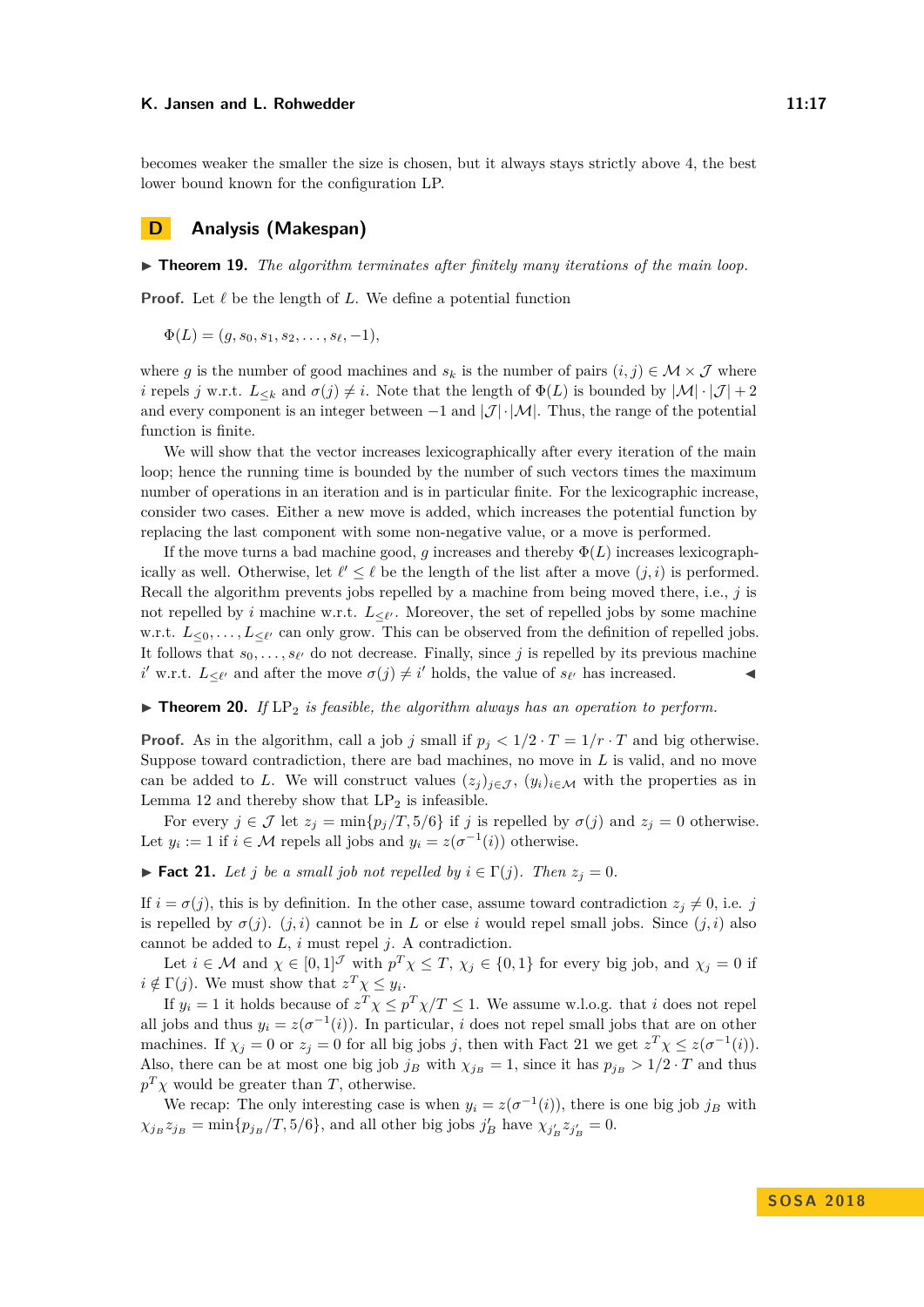becomes weaker the smaller the size is chosen, but it always stays strictly above 4, the best lower bound known for the configuration LP.

# D Analysis (Makespan)

▶ **Theorem 19.** *The algorithm terminates after finitely many iterations of the main loop.*

**Proof.** Let $\ell$ be the length of $L$. We define a potential function

$$\Phi(L) = (g, s_0, s_1, s_2, \dots, s_\ell, -1),$$

where $g$ is the number of good machines and $s_k$ is the number of pairs $(i, j) \in \mathcal{M} \times \mathcal{J}$ where $i$ repels $j$ w.r.t. $L_{\le k}$ and $\sigma(j) \neq i$. Note that the length of $\Phi(L)$ is bounded by $|\mathcal{M}| \cdot |\mathcal{J}| + 2$ and every component is an integer between $-1$ and $|\mathcal{J}| \cdot |\mathcal{M}|$. Thus, the range of the potential function is finite.

We will show that the vector increases lexicographically after every iteration of the main loop; hence the running time is bounded by the number of such vectors times the maximum number of operations in an iteration and is in particular finite. For the lexicographic increase, consider two cases. Either a new move is added, which increases the potential function by replacing the last component with some non-negative value, or a move is performed.

If the move turns a bad machine good, $g$ increases and thereby $\Phi(L)$ increases lexicographically as well. Otherwise, let $\ell' \le \ell$ be the length of the list after a move $(j, i)$ is performed. Recall the algorithm prevents jobs repelled by a machine from being moved there, i.e., $j$ is not repelled by $i$ machine w.r.t. $L_{\le \ell'}$. Moreover, the set of repelled jobs by some machine w.r.t. $L_{\le 0}, \dots, L_{\le \ell'}$ can only grow. This can be observed from the definition of repelled jobs. It follows that $s_0, \dots, s_{\ell'}$ do not decrease. Finally, since $j$ is repelled by its previous machine $i'$ w.r.t. $L_{\le \ell'}$ and after the move $\sigma(j) \neq i'$ holds, the value of $s_{\ell'}$ has increased. ◀

▶ **Theorem 20.** *If* $\mathrm{LP}_2$ *is feasible, the algorithm always has an operation to perform.*

**Proof.** As in the algorithm, call a job $j$ small if $p_j < 1/2 \cdot T = 1/r \cdot T$ and big otherwise. Suppose toward contradiction, there are bad machines, no move in $L$ is valid, and no move can be added to $L$. We will construct values $(z_j)_{j \in \mathcal{J}}$, $(y_i)_{i \in \mathcal{M}}$ with the properties as in Lemma 12 and thereby show that $\mathrm{LP}_2$ is infeasible.

For every $j \in \mathcal{J}$ let $z_j = \min\{p_j/T, 5/6\}$ if $j$ is repelled by $\sigma(j)$ and $z_j = 0$ otherwise. Let $y_i := 1$ if $i \in \mathcal{M}$ repels all jobs and $y_i = z(\sigma^{-1}(i))$ otherwise.

▶ **Fact 21.** *Let $j$ be a small job not repelled by $i \in \Gamma(j)$. Then $z_j = 0$.*

If $i = \sigma(j)$, this is by definition. In the other case, assume toward contradiction $z_j \neq 0$, i.e. $j$ is repelled by $\sigma(j)$. $(j, i)$ cannot be in $L$ or else $i$ would repel small jobs. Since $(j, i)$ also cannot be added to $L$, $i$ must repel $j$. A contradiction.

Let $i \in \mathcal{M}$ and $\chi \in [0, 1]^{\mathcal{J}}$ with $p^T \chi \le T$, $\chi_j \in \{0, 1\}$ for every big job, and $\chi_j = 0$ if $i \notin \Gamma(j)$. We must show that $z^T \chi \le y_i$.

If $y_i = 1$ it holds because of $z^T \chi \le p^T \chi / T \le 1$. We assume w.l.o.g. that $i$ does not repel all jobs and thus $y_i = z(\sigma^{-1}(i))$. In particular, $i$ does not repel small jobs that are on other machines. If $\chi_j = 0$ or $z_j = 0$ for all big jobs $j$, then with Fact 21 we get $z^T \chi \le z(\sigma^{-1}(i))$. Also, there can be at most one big job $j_B$ with $\chi_{j_B} = 1$, since it has $p_{j_B} > 1/2 \cdot T$ and thus $p^T \chi$ would be greater than $T$, otherwise.

We recap: The only interesting case is when $y_i = z(\sigma^{-1}(i))$, there is one big job $j_B$ with $\chi_{j_B} z_{j_B} = \min\{p_{j_B}/T, 5/6\}$, and all other big jobs $j'_B$ have $\chi_{j'_B} z_{j'_B} = 0$.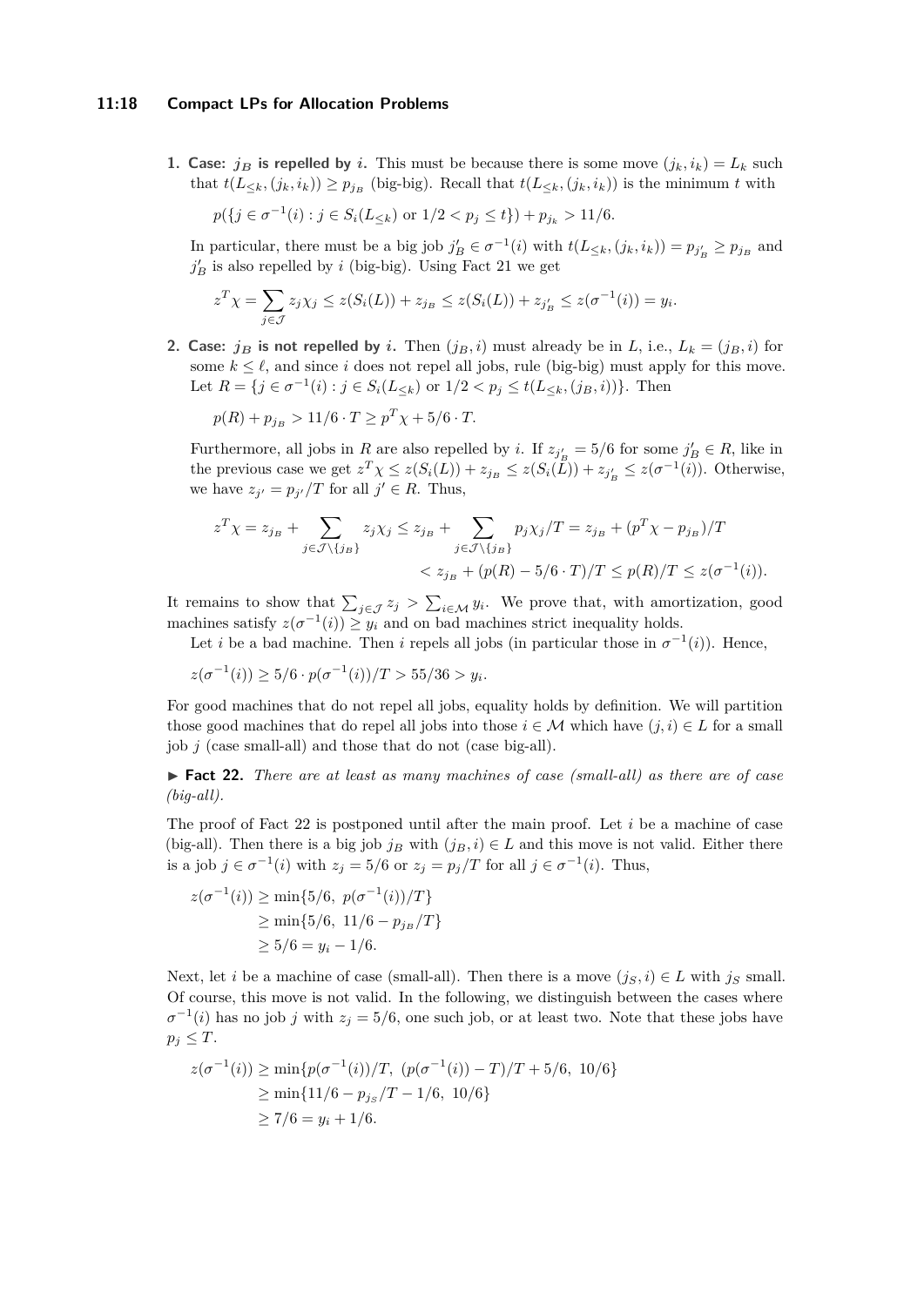1. **Case: $j_B$ is repelled by $i$.** This must be because there is some move $(j_k, i_k) = L_k$ such that $t(L_{\leq k}, (j_k, i_k)) \geq p_{j_B}$ (big-big). Recall that $t(L_{\leq k}, (j_k, i_k))$ is the minimum $t$ with

   $$p(\{j \in \sigma^{-1}(i) : j \in S_i(L_{\leq k}) \text{ or } 1/2 < p_j \leq t\}) + p_{j_k} > 11/6.$$

   In particular, there must be a big job $j'_B \in \sigma^{-1}(i)$ with $t(L_{\leq k}, (j_k, i_k)) = p_{j'_B} \geq p_{j_B}$ and $j'_B$ is also repelled by $i$ (big-big). Using Fact 21 we get

   $$z^T \chi = \sum_{j \in \mathcal{J}} z_j \chi_j \leq z(S_i(L)) + z_{j_B} \leq z(S_i(L)) + z_{j'_B} \leq z(\sigma^{-1}(i)) = y_i.$$

2. **Case: $j_B$ is not repelled by $i$.** Then $(j_B, i)$ must already be in $L$, i.e., $L_k = (j_B, i)$ for some $k \leq \ell$, and since $i$ does not repel all jobs, rule (big-big) must apply for this move. Let $R = \{j \in \sigma^{-1}(i) : j \in S_i(L_{\leq k}) \text{ or } 1/2 < p_j \leq t(L_{\leq k}, (j_B, i))\}$. Then

   $$p(R) + p_{j_B} > 11/6 \cdot T \geq p^T \chi + 5/6 \cdot T.$$

   Furthermore, all jobs in $R$ are also repelled by $i$. If $z_{j'_B} = 5/6$ for some $j'_B \in R$, like in the previous case we get $z^T \chi \leq z(S_i(L)) + z_{j_B} \leq z(S_i(L)) + z_{j'_B} \leq z(\sigma^{-1}(i))$. Otherwise, we have $z_{j'} = p_{j'}/T$ for all $j' \in R$. Thus,

   $$\begin{aligned} z^T \chi = z_{j_B} + \sum_{j \in \mathcal{J} \setminus \{j_B\}} z_j \chi_j &\leq z_{j_B} + \sum_{j \in \mathcal{J} \setminus \{j_B\}} p_j \chi_j / T = z_{j_B} + (p^T \chi - p_{j_B})/T \\ &< z_{j_B} + (p(R) - 5/6 \cdot T)/T \leq p(R)/T \leq z(\sigma^{-1}(i)). \end{aligned}$$

It remains to show that $\sum_{j \in \mathcal{J}} z_j > \sum_{i \in \mathcal{M}} y_i$. We prove that, with amortization, good machines satisfy $z(\sigma^{-1}(i)) \geq y_i$ and on bad machines strict inequality holds.

Let $i$ be a bad machine. Then $i$ repels all jobs (in particular those in $\sigma^{-1}(i)$). Hence,

$$z(\sigma^{-1}(i)) \geq 5/6 \cdot p(\sigma^{-1}(i))/T > 55/36 > y_i.$$

For good machines that do not repel all jobs, equality holds by definition. We will partition those good machines that do repel all jobs into those $i \in \mathcal{M}$ which have $(j, i) \in L$ for a small job $j$ (case small-all) and those that do not (case big-all).

▶ **Fact 22.** *There are at least as many machines of case (small-all) as there are of case (big-all).*

The proof of Fact 22 is postponed until after the main proof. Let $i$ be a machine of case (big-all). Then there is a big job $j_B$ with $(j_B, i) \in L$ and this move is not valid. Either there is a job $j \in \sigma^{-1}(i)$ with $z_j = 5/6$ or $z_j = p_j/T$ for all $j \in \sigma^{-1}(i)$. Thus,

$$\begin{aligned} z(\sigma^{-1}(i)) &\geq \min\{5/6,\ p(\sigma^{-1}(i))/T\} \\ &\geq \min\{5/6,\ 11/6 - p_{j_B}/T\} \\ &\geq 5/6 = y_i - 1/6. \end{aligned}$$

Next, let $i$ be a machine of case (small-all). Then there is a move $(j_S, i) \in L$ with $j_S$ small. Of course, this move is not valid. In the following, we distinguish between the cases where $\sigma^{-1}(i)$ has no job $j$ with $z_j = 5/6$, one such job, or at least two. Note that these jobs have $p_j \leq T$.

$$\begin{aligned} z(\sigma^{-1}(i)) &\geq \min\{p(\sigma^{-1}(i))/T,\ (p(\sigma^{-1}(i)) - T)/T + 5/6,\ 10/6\} \\ &\geq \min\{11/6 - p_{j_S}/T - 1/6,\ 10/6\} \\ &\geq 7/6 = y_i + 1/6. \end{aligned}$$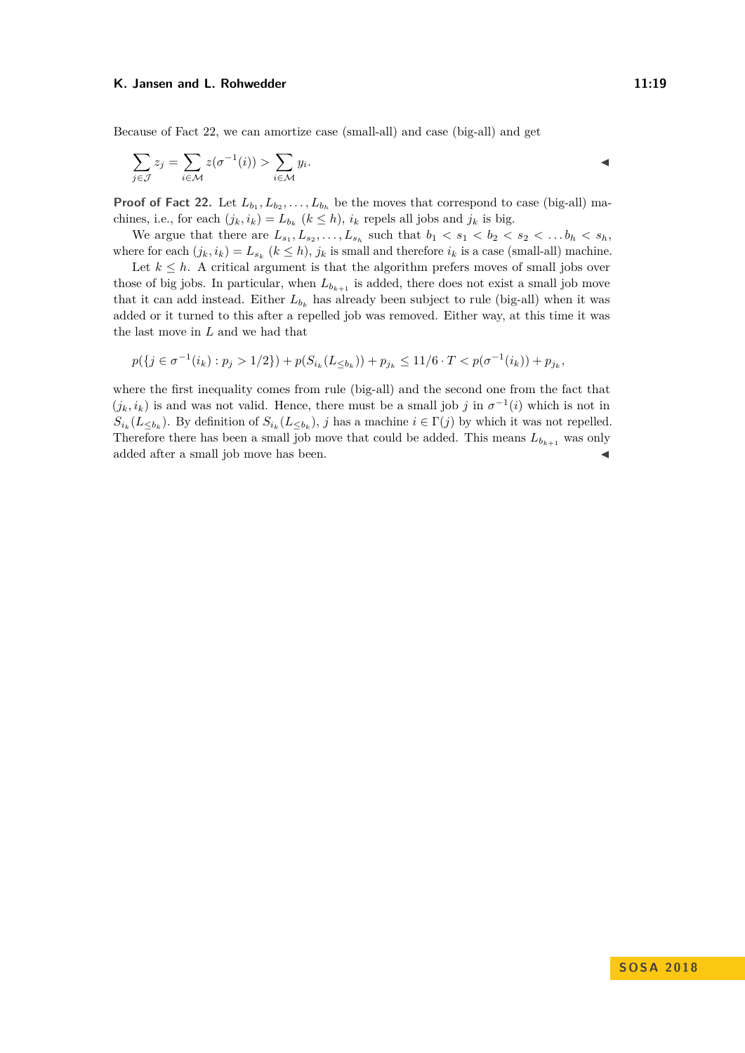Because of Fact 22, we can amortize case (small-all) and case (big-all) and get

$$\sum_{j \in \mathcal{J}} z_j = \sum_{i \in \mathcal{M}} z(\sigma^{-1}(i)) > \sum_{i \in \mathcal{M}} y_i. \qquad \blacktriangleleft$$

**Proof of Fact 22.** Let $L_{b_1}, L_{b_2}, \dots, L_{b_h}$ be the moves that correspond to case (big-all) machines, i.e., for each $(j_k, i_k) = L_{b_k}$ $(k \leq h)$, $i_k$ repels all jobs and $j_k$ is big.

We argue that there are $L_{s_1}, L_{s_2}, \dots, L_{s_h}$ such that $b_1 < s_1 < b_2 < s_2 < \dots b_h < s_h$, where for each $(j_k, i_k) = L_{s_k}$ $(k \leq h)$, $j_k$ is small and therefore $i_k$ is a case (small-all) machine.

Let $k \leq h$. A critical argument is that the algorithm prefers moves of small jobs over those of big jobs. In particular, when $L_{b_{k+1}}$ is added, there does not exist a small job move that it can add instead. Either $L_{b_k}$ has already been subject to rule (big-all) when it was added or it turned to this after a repelled job was removed. Either way, at this time it was the last move in $L$ and we had that

$$p(\{j \in \sigma^{-1}(i_k) : p_j > 1/2\}) + p(S_{i_k}(L_{\leq b_k})) + p_{j_k} \leq 11/6 \cdot T < p(\sigma^{-1}(i_k)) + p_{j_k},$$

where the first inequality comes from rule (big-all) and the second one from the fact that $(j_k, i_k)$ is and was not valid. Hence, there must be a small job $j$ in $\sigma^{-1}(i)$ which is not in $S_{i_k}(L_{\leq b_k})$. By definition of $S_{i_k}(L_{\leq b_k})$, $j$ has a machine $i \in \Gamma(j)$ by which it was not repelled. Therefore there has been a small job move that could be added. This means $L_{b_{k+1}}$ was only added after a small job move has been. $\blacktriangleleft$